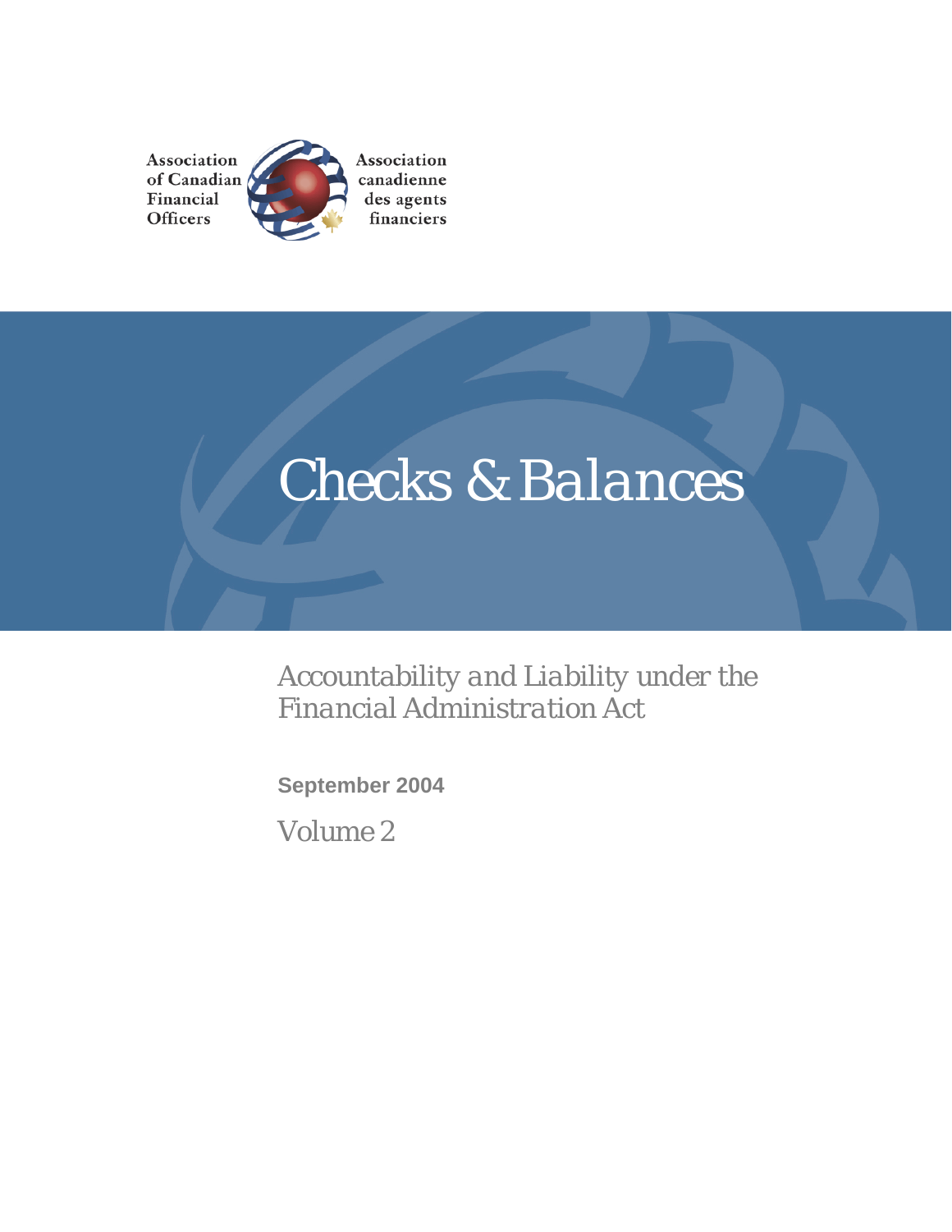Association of Canadian Financial Officers

Association canadienne des agents financiers

# Checks & Balances

*Accountability and Liability under the Financial Administration Act*

**September 2004**

Volume 2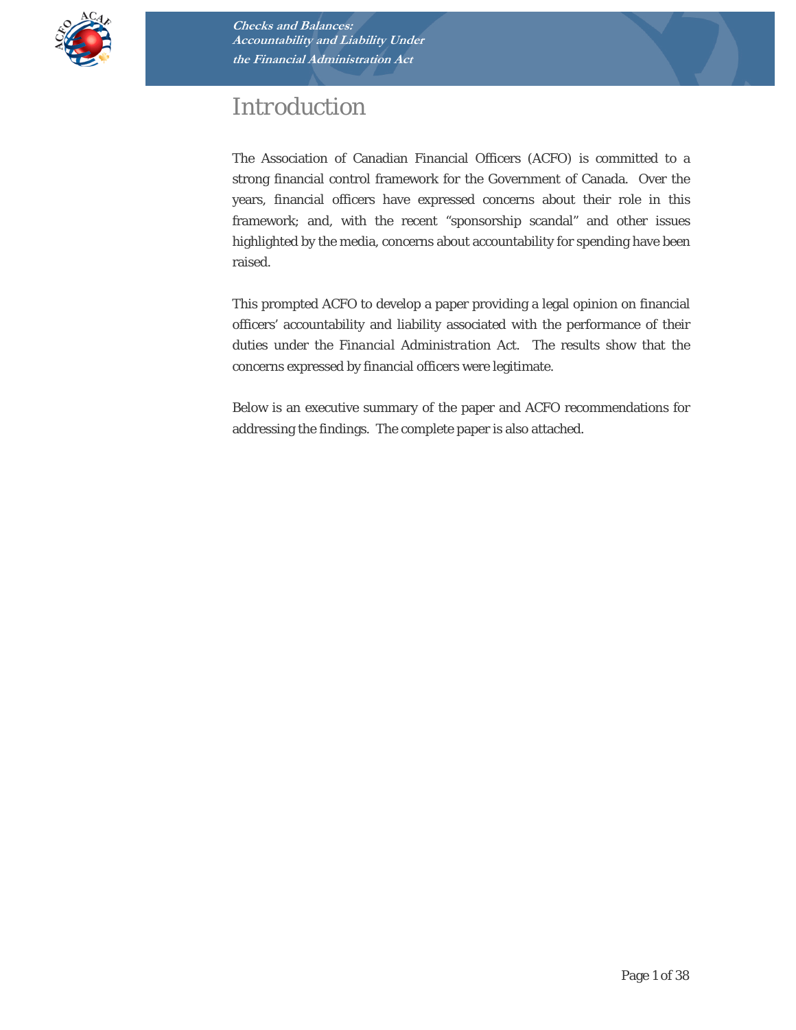# Introduction

The Association of Canadian Financial Officers (ACFO) is committed to a strong financial control framework for the Government of Canada. Over the years, financial officers have expressed concerns about their role in this framework; and, with the recent "sponsorship scandal" and other issues highlighted by the media, concerns about accountability for spending have been raised.

This prompted ACFO to develop a paper providing a legal opinion on financial officers' accountability and liability associated with the performance of their duties under the *Financial Administration Act*. The results show that the concerns expressed by financial officers were legitimate.

Below is an executive summary of the paper and ACFO recommendations for addressing the findings. The complete paper is also attached.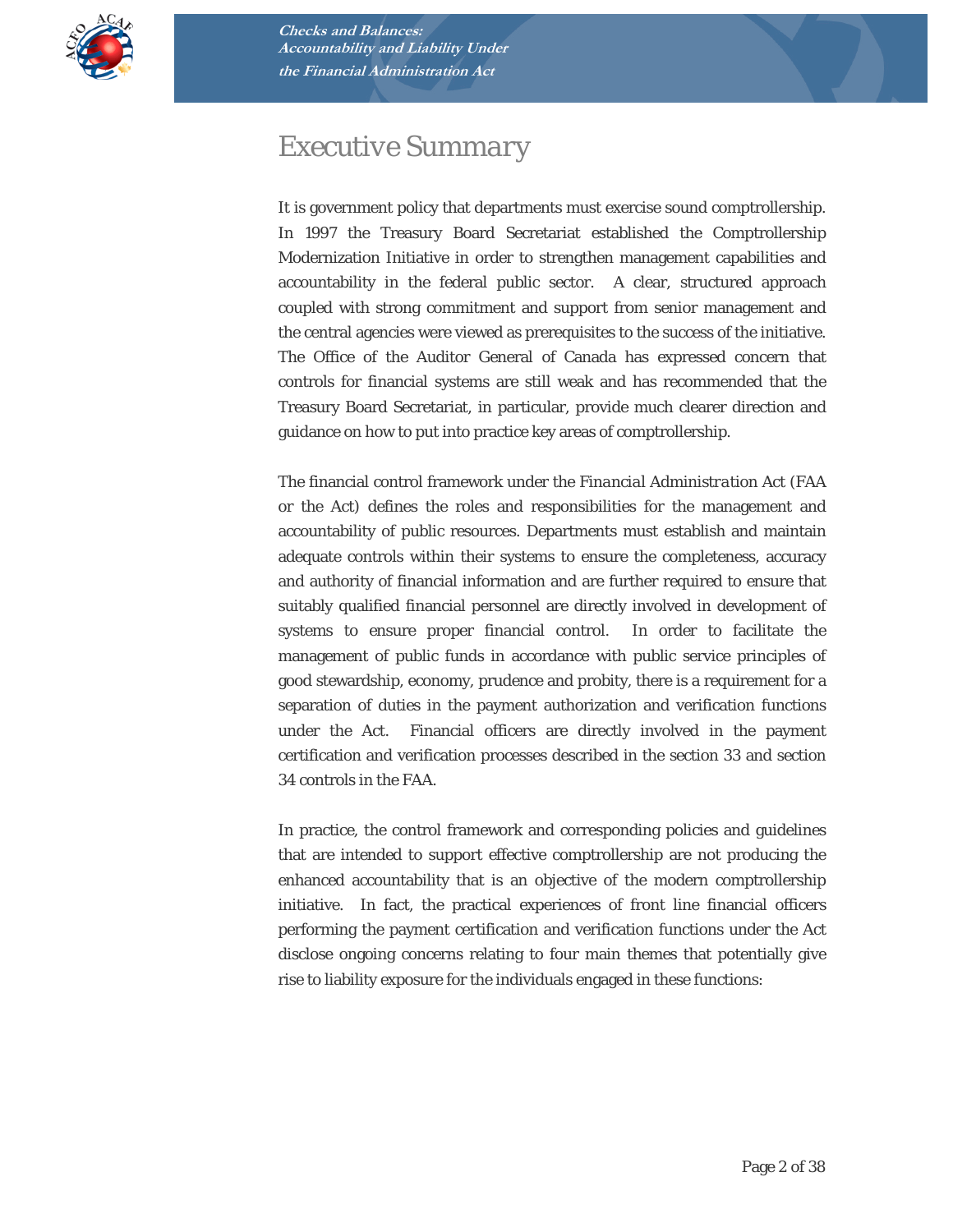# Executive Summary

It is government policy that departments must exercise sound comptrollership. In 1997 the Treasury Board Secretariat established the Comptrollership Modernization Initiative in order to strengthen management capabilities and accountability in the federal public sector. A clear, structured approach coupled with strong commitment and support from senior management and the central agencies were viewed as prerequisites to the success of the initiative. The Office of the Auditor General of Canada has expressed concern that controls for financial systems are still weak and has recommended that the Treasury Board Secretariat, in particular, provide much clearer direction and guidance on how to put into practice key areas of comptrollership.

The financial control framework under the *Financial Administration Act* (FAA or the Act) defines the roles and responsibilities for the management and accountability of public resources. Departments must establish and maintain adequate controls within their systems to ensure the completeness, accuracy and authority of financial information and are further required to ensure that suitably qualified financial personnel are directly involved in development of systems to ensure proper financial control. In order to facilitate the management of public funds in accordance with public service principles of good stewardship, economy, prudence and probity, there is a requirement for a separation of duties in the payment authorization and verification functions under the Act. Financial officers are directly involved in the payment certification and verification processes described in the section 33 and section 34 controls in the FAA.

In practice, the control framework and corresponding policies and guidelines that are intended to support effective comptrollership are not producing the enhanced accountability that is an objective of the modern comptrollership initiative. In fact, the practical experiences of front line financial officers performing the payment certification and verification functions under the Act disclose ongoing concerns relating to four main themes that potentially give rise to liability exposure for the individuals engaged in these functions: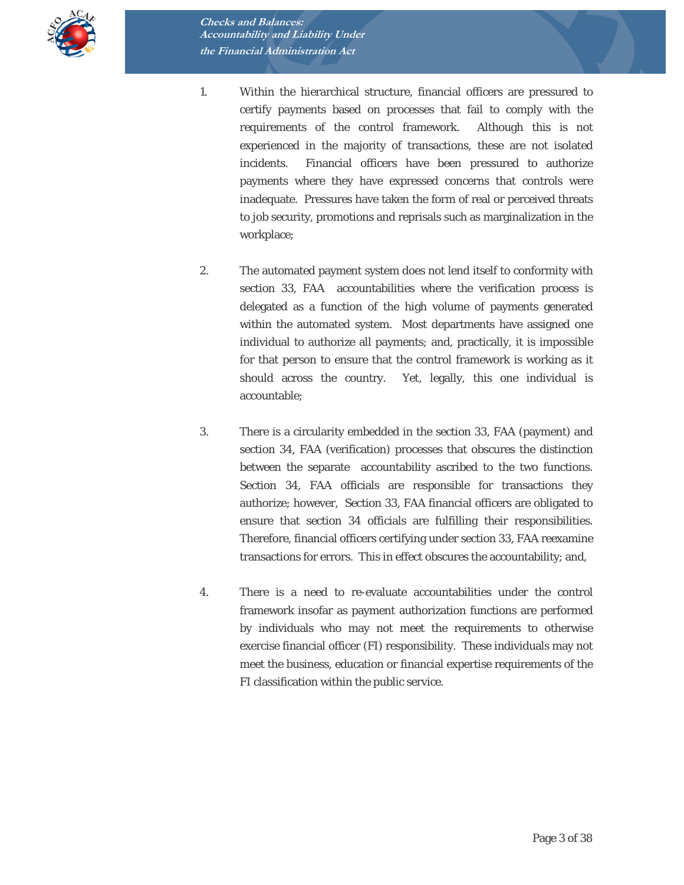1. Within the hierarchical structure, financial officers are pressured to certify payments based on processes that fail to comply with the requirements of the control framework. Although this is not experienced in the majority of transactions, these are not isolated incidents. Financial officers have been pressured to authorize payments where they have expressed concerns that controls were inadequate. Pressures have taken the form of real or perceived threats to job security, promotions and reprisals such as marginalization in the workplace;

2. The automated payment system does not lend itself to conformity with section 33, FAA accountabilities where the verification process is delegated as a function of the high volume of payments generated within the automated system. Most departments have assigned one individual to authorize all payments; and, practically, it is impossible for that person to ensure that the control framework is working as it should across the country. Yet, legally, this one individual is accountable;

3. There is a circularity embedded in the section 33, FAA (payment) and section 34, FAA (verification) processes that obscures the distinction between the separate accountability ascribed to the two functions. Section 34, FAA officials are responsible for transactions they authorize; however, Section 33, FAA financial officers are obligated to ensure that section 34 officials are fulfilling their responsibilities. Therefore, financial officers certifying under section 33, FAA reexamine transactions for errors. This in effect obscures the accountability; and,

4. There is a need to re-evaluate accountabilities under the control framework insofar as payment authorization functions are performed by individuals who may not meet the requirements to otherwise exercise financial officer (FI) responsibility. These individuals may not meet the business, education or financial expertise requirements of the FI classification within the public service.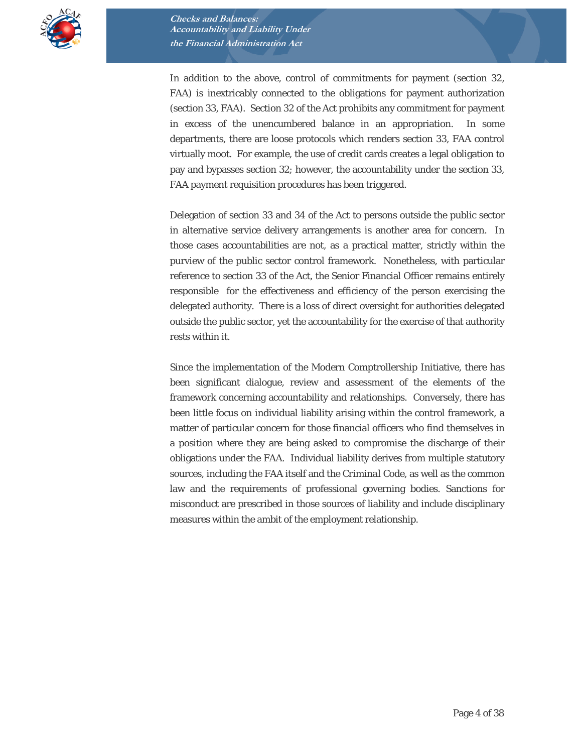In addition to the above, control of commitments for payment (section 32, FAA) is inextricably connected to the obligations for payment authorization (section 33, FAA). Section 32 of the Act prohibits any commitment for payment in excess of the unencumbered balance in an appropriation. In some departments, there are loose protocols which renders section 33, FAA control virtually moot. For example, the use of credit cards creates a legal obligation to pay and bypasses section 32; however, the accountability under the section 33, FAA payment requisition procedures has been triggered.

Delegation of section 33 and 34 of the Act to persons outside the public sector in alternative service delivery arrangements is another area for concern. In those cases accountabilities are not, as a practical matter, strictly within the purview of the public sector control framework. Nonetheless, with particular reference to section 33 of the Act, the Senior Financial Officer remains entirely responsible for the effectiveness and efficiency of the person exercising the delegated authority. There is a loss of direct oversight for authorities delegated outside the public sector, yet the accountability for the exercise of that authority rests within it.

Since the implementation of the Modern Comptrollership Initiative, there has been significant dialogue, review and assessment of the elements of the framework concerning accountability and relationships. Conversely, there has been little focus on individual liability arising within the control framework, a matter of particular concern for those financial officers who find themselves in a position where they are being asked to compromise the discharge of their obligations under the FAA. Individual liability derives from multiple statutory sources, including the FAA itself and the *Criminal Code*, as well as the common law and the requirements of professional governing bodies. Sanctions for misconduct are prescribed in those sources of liability and include disciplinary measures within the ambit of the employment relationship.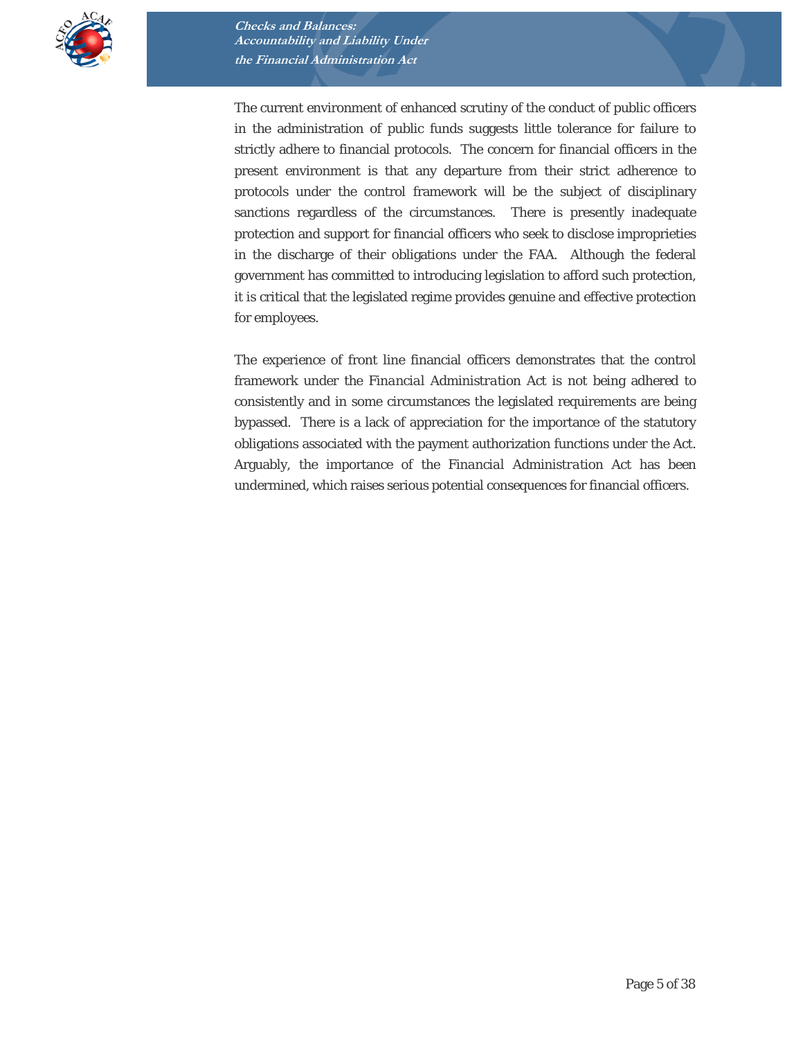The current environment of enhanced scrutiny of the conduct of public officers in the administration of public funds suggests little tolerance for failure to strictly adhere to financial protocols. The concern for financial officers in the present environment is that any departure from their strict adherence to protocols under the control framework will be the subject of disciplinary sanctions regardless of the circumstances. There is presently inadequate protection and support for financial officers who seek to disclose improprieties in the discharge of their obligations under the FAA. Although the federal government has committed to introducing legislation to afford such protection, it is critical that the legislated regime provides genuine and effective protection for employees.

The experience of front line financial officers demonstrates that the control framework under the *Financial Administration Act* is not being adhered to consistently and in some circumstances the legislated requirements are being bypassed. There is a lack of appreciation for the importance of the statutory obligations associated with the payment authorization functions under the Act. Arguably, the importance of the *Financial Administration Act* has been undermined, which raises serious potential consequences for financial officers.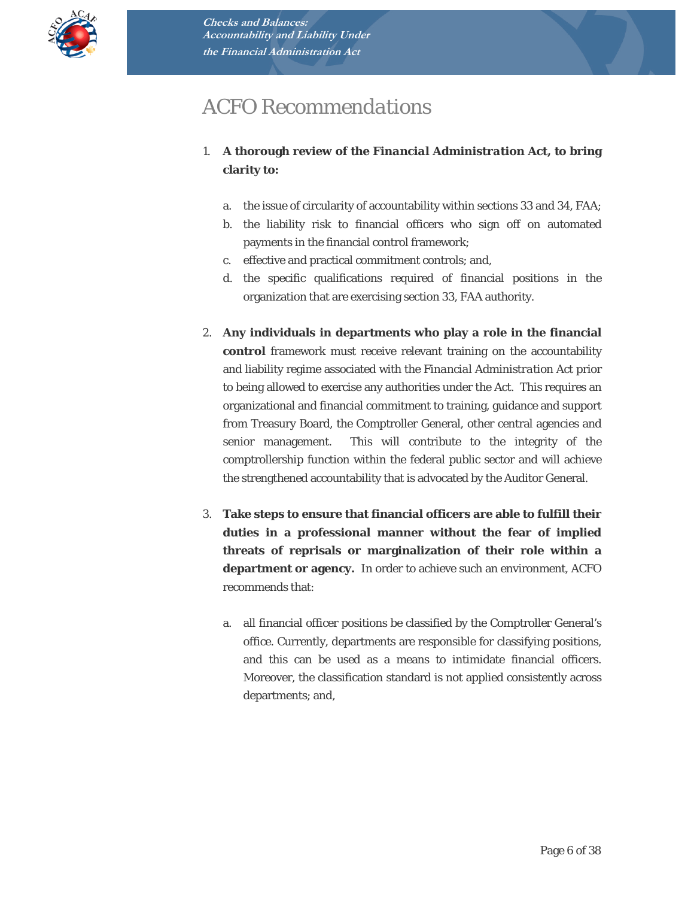# ACFO Recommendations

1. **A thorough review of the *Financial Administration Act*, to bring clarity to:**

   a. the issue of circularity of accountability within sections 33 and 34, FAA;
   b. the liability risk to financial officers who sign off on automated payments in the financial control framework;
   c. effective and practical commitment controls; and,
   d. the specific qualifications required of financial positions in the organization that are exercising section 33, FAA authority.

2. **Any individuals in departments who play a role in the financial control** framework must receive relevant training on the accountability and liability regime associated with the *Financial Administration Act* prior to being allowed to exercise any authorities under the Act. This requires an organizational and financial commitment to training, guidance and support from Treasury Board, the Comptroller General, other central agencies and senior management. This will contribute to the integrity of the comptrollership function within the federal public sector and will achieve the strengthened accountability that is advocated by the Auditor General.

3. **Take steps to ensure that financial officers are able to fulfill their duties in a professional manner without the fear of implied threats of reprisals or marginalization of their role within a department or agency.** In order to achieve such an environment, ACFO recommends that:

   a. all financial officer positions be classified by the Comptroller General's office. Currently, departments are responsible for classifying positions, and this can be used as a means to intimidate financial officers. Moreover, the classification standard is not applied consistently across departments; and,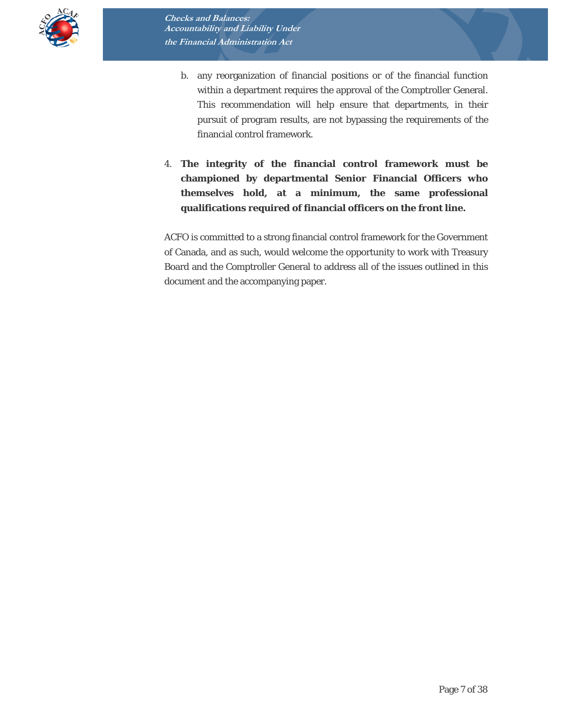b. any reorganization of financial positions or of the financial function within a department requires the approval of the Comptroller General. This recommendation will help ensure that departments, in their pursuit of program results, are not bypassing the requirements of the financial control framework.

4. **The integrity of the financial control framework must be championed by departmental Senior Financial Officers who themselves hold, at a minimum, the same professional qualifications required of financial officers on the front line.**

ACFO is committed to a strong financial control framework for the Government of Canada, and as such, would welcome the opportunity to work with Treasury Board and the Comptroller General to address all of the issues outlined in this document and the accompanying paper.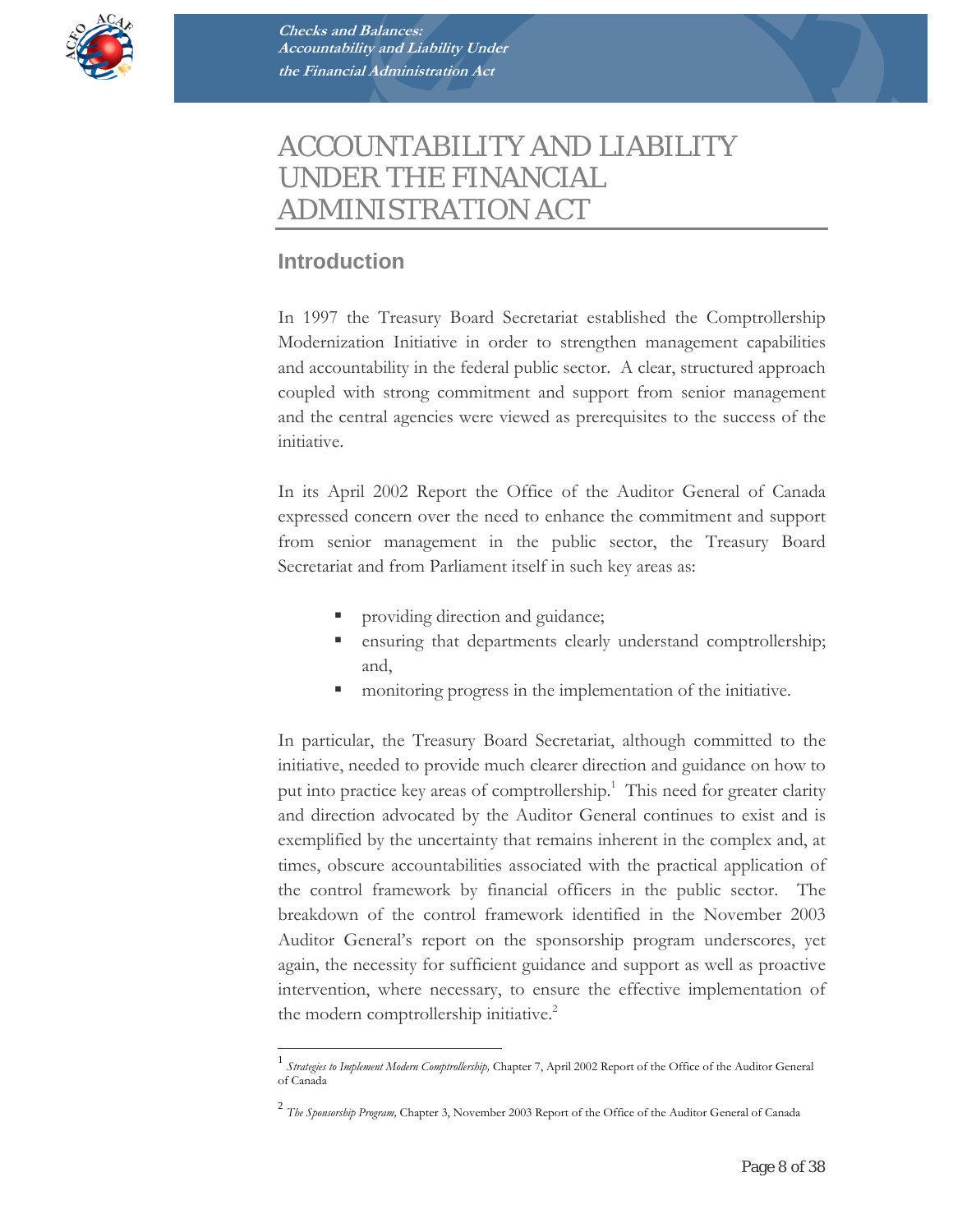# ACCOUNTABILITY AND LIABILITY UNDER THE FINANCIAL ADMINISTRATION ACT

## Introduction

In 1997 the Treasury Board Secretariat established the Comptrollership Modernization Initiative in order to strengthen management capabilities and accountability in the federal public sector. A clear, structured approach coupled with strong commitment and support from senior management and the central agencies were viewed as prerequisites to the success of the initiative.

In its April 2002 Report the Office of the Auditor General of Canada expressed concern over the need to enhance the commitment and support from senior management in the public sector, the Treasury Board Secretariat and from Parliament itself in such key areas as:

- providing direction and guidance;
- ensuring that departments clearly understand comptrollership; and,
- monitoring progress in the implementation of the initiative.

In particular, the Treasury Board Secretariat, although committed to the initiative, needed to provide much clearer direction and guidance on how to put into practice key areas of comptrollership.[1] This need for greater clarity and direction advocated by the Auditor General continues to exist and is exemplified by the uncertainty that remains inherent in the complex and, at times, obscure accountabilities associated with the practical application of the control framework by financial officers in the public sector. The breakdown of the control framework identified in the November 2003 Auditor General's report on the sponsorship program underscores, yet again, the necessity for sufficient guidance and support as well as proactive intervention, where necessary, to ensure the effective implementation of the modern comptrollership initiative.[2]

---

[1] *Strategies to Implement Modern Comptrollership,* Chapter 7, April 2002 Report of the Office of the Auditor General of Canada

[2] *The Sponsorship Program,* Chapter 3, November 2003 Report of the Office of the Auditor General of Canada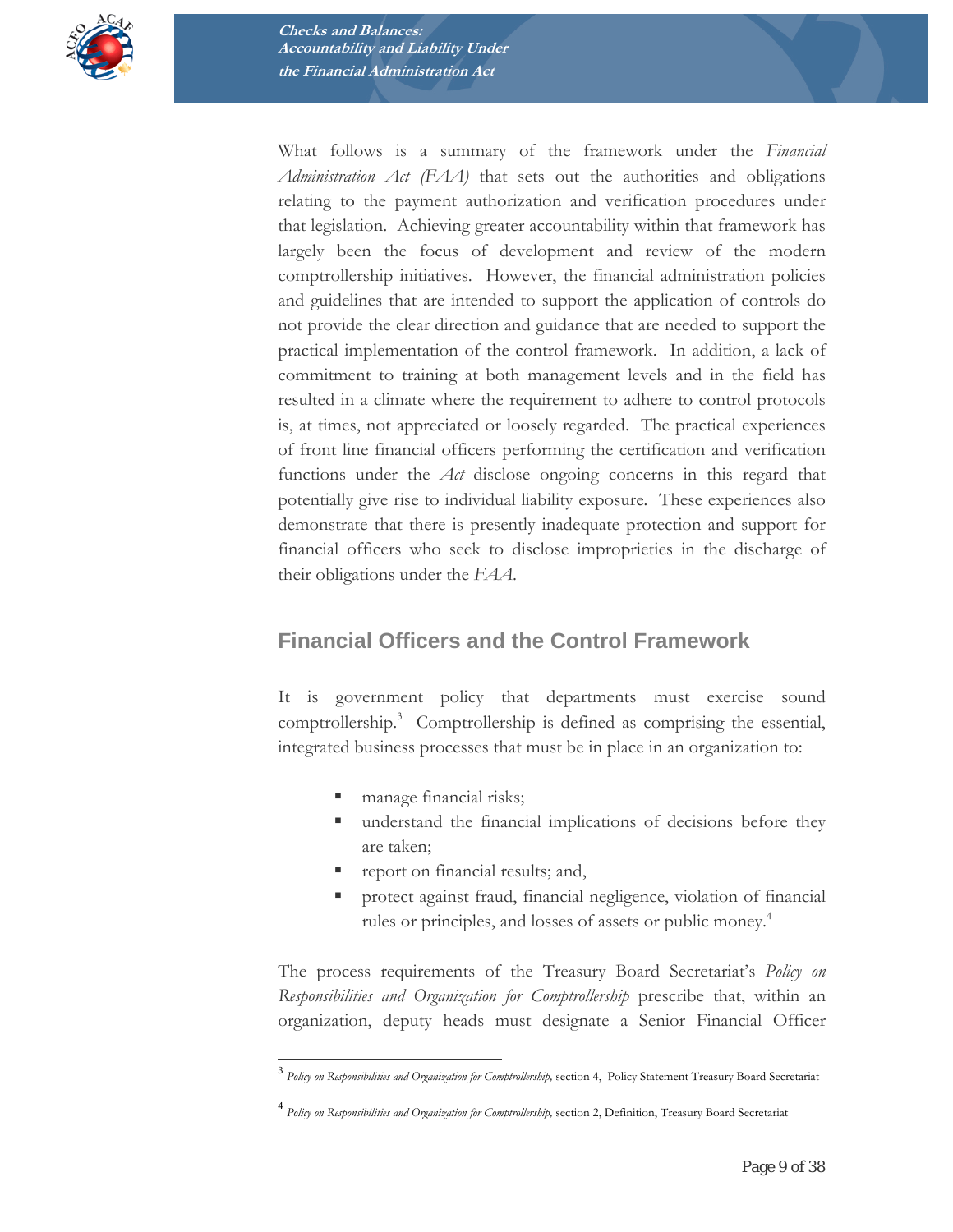What follows is a summary of the framework under the *Financial Administration Act (FAA)* that sets out the authorities and obligations relating to the payment authorization and verification procedures under that legislation. Achieving greater accountability within that framework has largely been the focus of development and review of the modern comptrollership initiatives. However, the financial administration policies and guidelines that are intended to support the application of controls do not provide the clear direction and guidance that are needed to support the practical implementation of the control framework. In addition, a lack of commitment to training at both management levels and in the field has resulted in a climate where the requirement to adhere to control protocols is, at times, not appreciated or loosely regarded. The practical experiences of front line financial officers performing the certification and verification functions under the *Act* disclose ongoing concerns in this regard that potentially give rise to individual liability exposure. These experiences also demonstrate that there is presently inadequate protection and support for financial officers who seek to disclose improprieties in the discharge of their obligations under the *FAA*.

## Financial Officers and the Control Framework

It is government policy that departments must exercise sound comptrollership.[3] Comptrollership is defined as comprising the essential, integrated business processes that must be in place in an organization to:

- manage financial risks;
- understand the financial implications of decisions before they are taken;
- report on financial results; and,
- protect against fraud, financial negligence, violation of financial rules or principles, and losses of assets or public money.[4]

The process requirements of the Treasury Board Secretariat's *Policy on Responsibilities and Organization for Comptrollership* prescribe that, within an organization, deputy heads must designate a Senior Financial Officer

---

[3] *Policy on Responsibilities and Organization for Comptrollership,* section 4, Policy Statement Treasury Board Secretariat

[4] *Policy on Responsibilities and Organization for Comptrollership,* section 2, Definition, Treasury Board Secretariat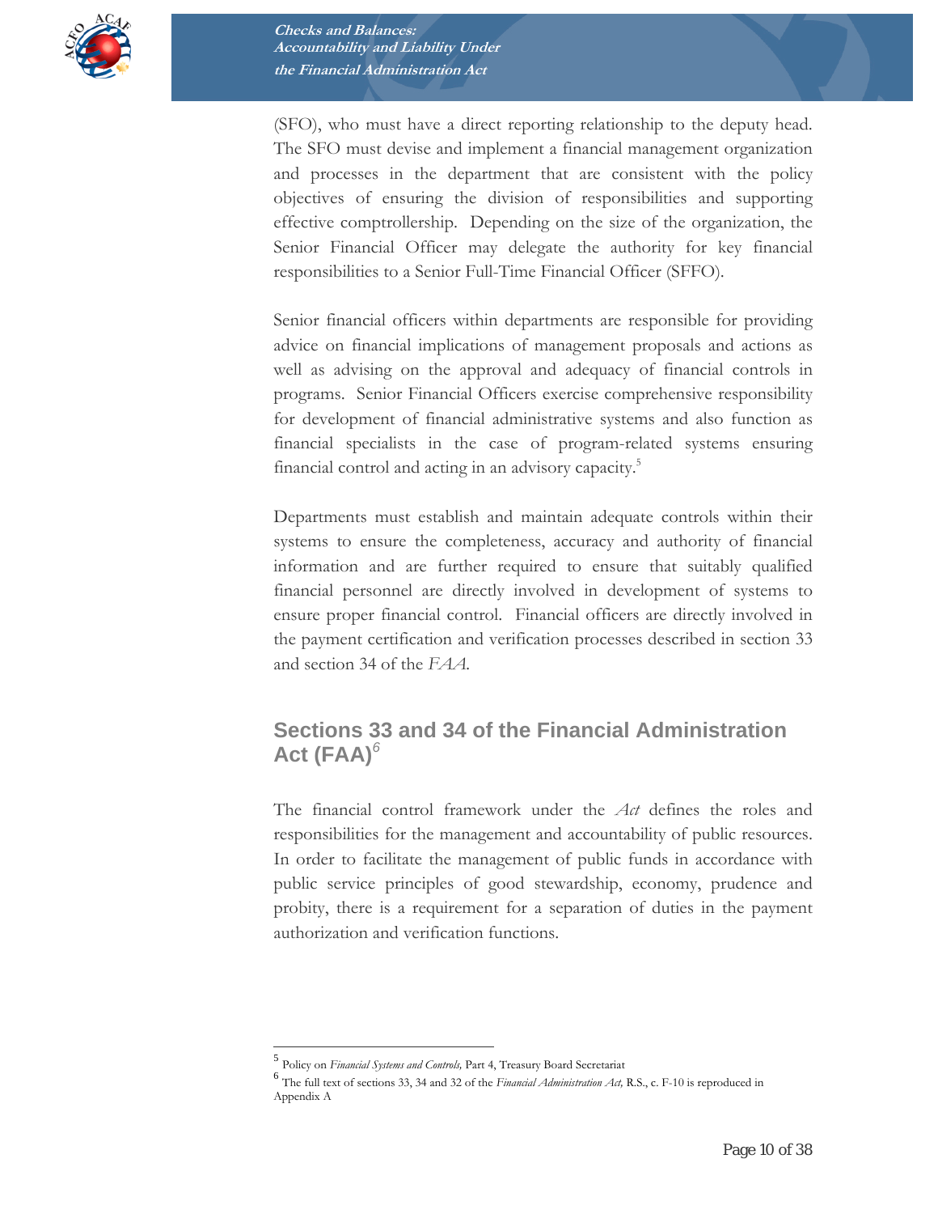(SFO), who must have a direct reporting relationship to the deputy head. The SFO must devise and implement a financial management organization and processes in the department that are consistent with the policy objectives of ensuring the division of responsibilities and supporting effective comptrollership. Depending on the size of the organization, the Senior Financial Officer may delegate the authority for key financial responsibilities to a Senior Full-Time Financial Officer (SFFO).

Senior financial officers within departments are responsible for providing advice on financial implications of management proposals and actions as well as advising on the approval and adequacy of financial controls in programs. Senior Financial Officers exercise comprehensive responsibility for development of financial administrative systems and also function as financial specialists in the case of program-related systems ensuring financial control and acting in an advisory capacity.[5]

Departments must establish and maintain adequate controls within their systems to ensure the completeness, accuracy and authority of financial information and are further required to ensure that suitably qualified financial personnel are directly involved in development of systems to ensure proper financial control. Financial officers are directly involved in the payment certification and verification processes described in section 33 and section 34 of the *FAA*.

## Sections 33 and 34 of the Financial Administration Act (FAA)[6]

The financial control framework under the *Act* defines the roles and responsibilities for the management and accountability of public resources. In order to facilitate the management of public funds in accordance with public service principles of good stewardship, economy, prudence and probity, there is a requirement for a separation of duties in the payment authorization and verification functions.

---

[5] Policy on *Financial Systems and Controls,* Part 4, Treasury Board Secretariat

[6] The full text of sections 33, 34 and 32 of the *Financial Administration Act,* R.S., c. F-10 is reproduced in Appendix A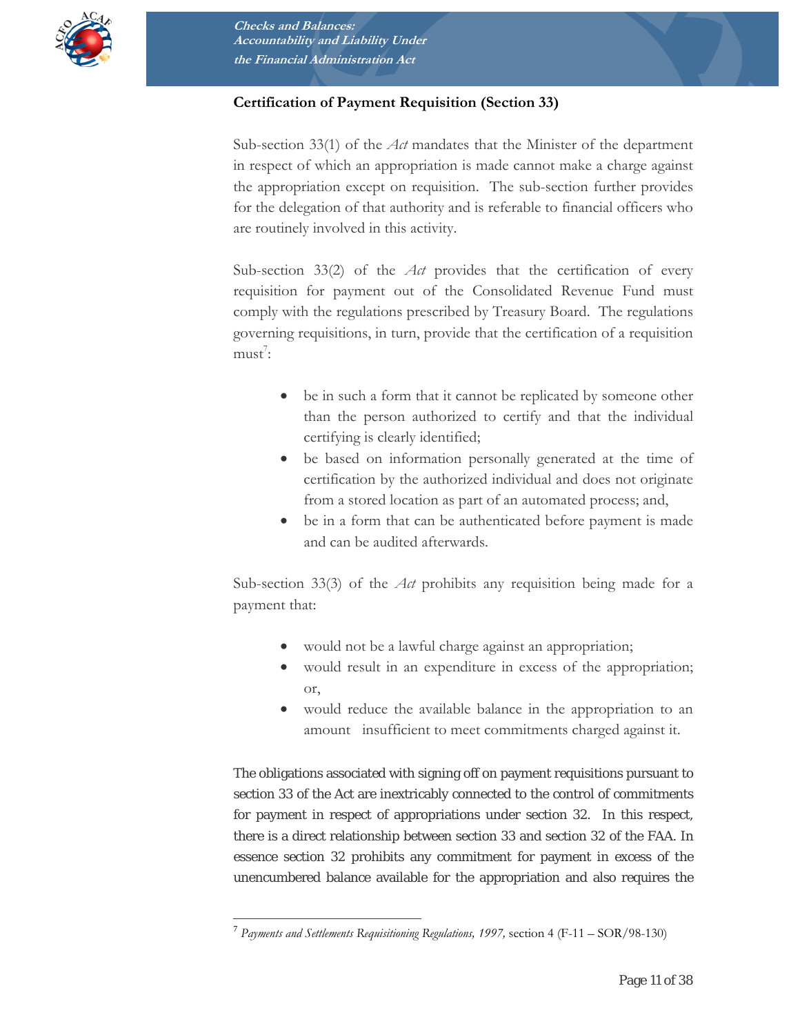**Certification of Payment Requisition (Section 33)**

Sub-section 33(1) of the *Act* mandates that the Minister of the department in respect of which an appropriation is made cannot make a charge against the appropriation except on requisition. The sub-section further provides for the delegation of that authority and is referable to financial officers who are routinely involved in this activity.

Sub-section 33(2) of the *Act* provides that the certification of every requisition for payment out of the Consolidated Revenue Fund must comply with the regulations prescribed by Treasury Board. The regulations governing requisitions, in turn, provide that the certification of a requisition must[7]:

- be in such a form that it cannot be replicated by someone other than the person authorized to certify and that the individual certifying is clearly identified;
- be based on information personally generated at the time of certification by the authorized individual and does not originate from a stored location as part of an automated process; and,
- be in a form that can be authenticated before payment is made and can be audited afterwards.

Sub-section 33(3) of the *Act* prohibits any requisition being made for a payment that:

- would not be a lawful charge against an appropriation;
- would result in an expenditure in excess of the appropriation; or,
- would reduce the available balance in the appropriation to an amount insufficient to meet commitments charged against it.

The obligations associated with signing off on payment requisitions pursuant to section 33 of the Act are inextricably connected to the control of commitments for payment in respect of appropriations under section 32. In this respect, there is a direct relationship between section 33 and section 32 of the FAA. In essence section 32 prohibits any commitment for payment in excess of the unencumbered balance available for the appropriation and also requires the

---

[7] *Payments and Settlements Requisitioning Regulations, 1997,* section 4 (F-11 – SOR/98-130)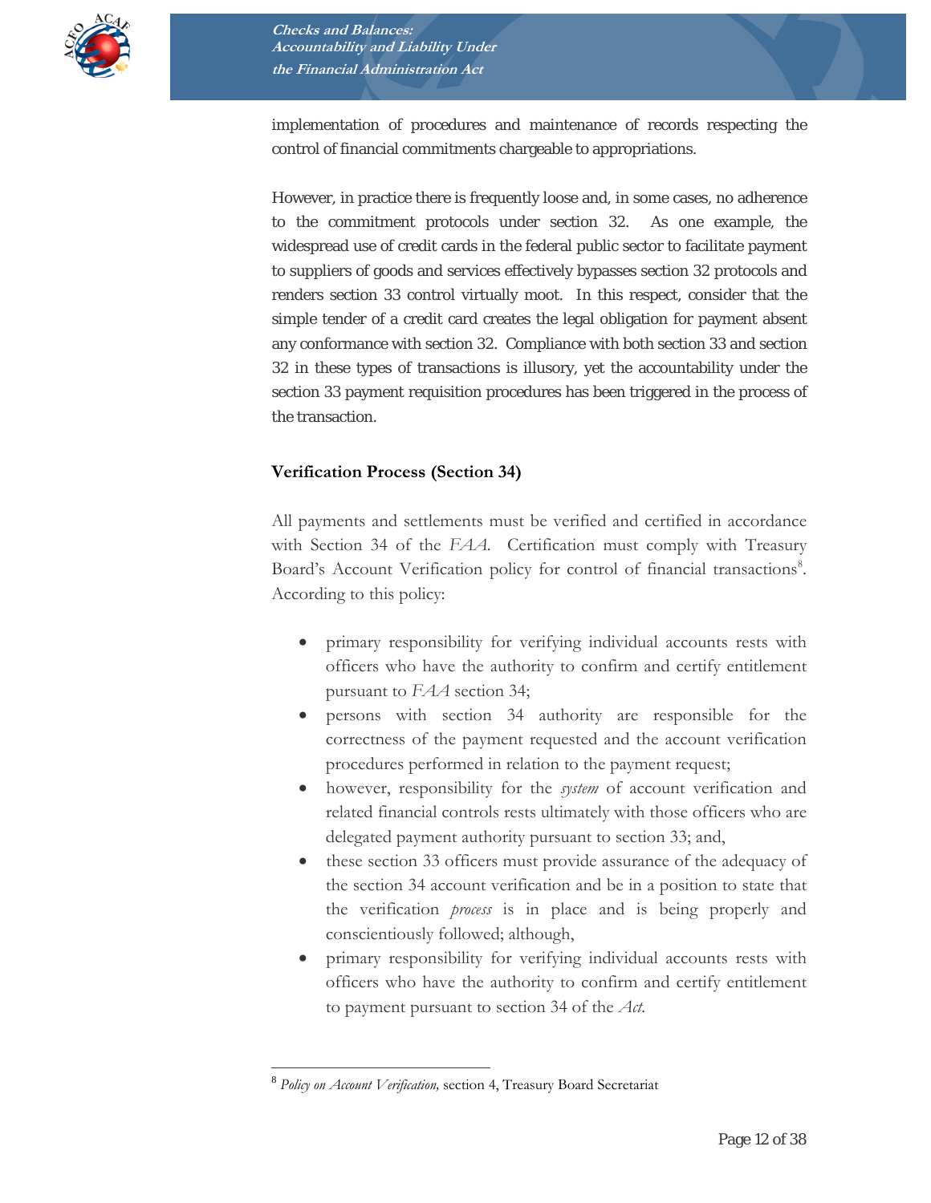implementation of procedures and maintenance of records respecting the control of financial commitments chargeable to appropriations.

However, in practice there is frequently loose and, in some cases, no adherence to the commitment protocols under section 32. As one example, the widespread use of credit cards in the federal public sector to facilitate payment to suppliers of goods and services effectively bypasses section 32 protocols and renders section 33 control virtually moot. In this respect, consider that the simple tender of a credit card creates the legal obligation for payment absent any conformance with section 32. Compliance with both section 33 and section 32 in these types of transactions is illusory, yet the accountability under the section 33 payment requisition procedures has been triggered in the process of the transaction.

### Verification Process (Section 34)

All payments and settlements must be verified and certified in accordance with Section 34 of the *FAA*. Certification must comply with Treasury Board's Account Verification policy for control of financial transactions[8]. According to this policy:

- primary responsibility for verifying individual accounts rests with officers who have the authority to confirm and certify entitlement pursuant to *FAA* section 34;
- persons with section 34 authority are responsible for the correctness of the payment requested and the account verification procedures performed in relation to the payment request;
- however, responsibility for the *system* of account verification and related financial controls rests ultimately with those officers who are delegated payment authority pursuant to section 33; and,
- these section 33 officers must provide assurance of the adequacy of the section 34 account verification and be in a position to state that the verification *process* is in place and is being properly and conscientiously followed; although,
- primary responsibility for verifying individual accounts rests with officers who have the authority to confirm and certify entitlement to payment pursuant to section 34 of the *Act*.

---

[8] *Policy on Account Verification,* section 4, Treasury Board Secretariat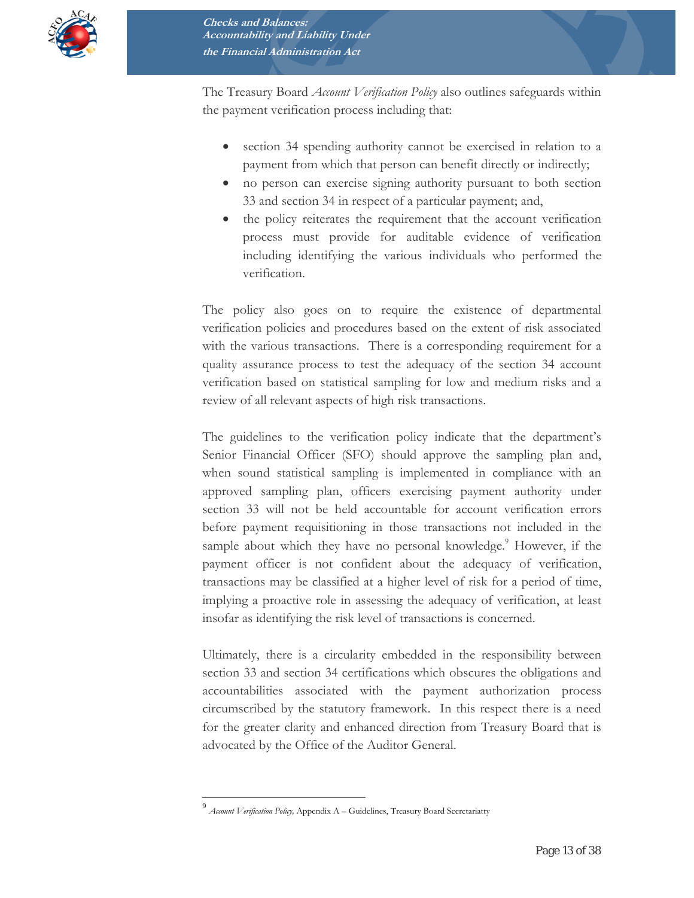The Treasury Board *Account Verification Policy* also outlines safeguards within the payment verification process including that:

- section 34 spending authority cannot be exercised in relation to a payment from which that person can benefit directly or indirectly;
- no person can exercise signing authority pursuant to both section 33 and section 34 in respect of a particular payment; and,
- the policy reiterates the requirement that the account verification process must provide for auditable evidence of verification including identifying the various individuals who performed the verification.

The policy also goes on to require the existence of departmental verification policies and procedures based on the extent of risk associated with the various transactions. There is a corresponding requirement for a quality assurance process to test the adequacy of the section 34 account verification based on statistical sampling for low and medium risks and a review of all relevant aspects of high risk transactions.

The guidelines to the verification policy indicate that the department's Senior Financial Officer (SFO) should approve the sampling plan and, when sound statistical sampling is implemented in compliance with an approved sampling plan, officers exercising payment authority under section 33 will not be held accountable for account verification errors before payment requisitioning in those transactions not included in the sample about which they have no personal knowledge.[9] However, if the payment officer is not confident about the adequacy of verification, transactions may be classified at a higher level of risk for a period of time, implying a proactive role in assessing the adequacy of verification, at least insofar as identifying the risk level of transactions is concerned.

Ultimately, there is a circularity embedded in the responsibility between section 33 and section 34 certifications which obscures the obligations and accountabilities associated with the payment authorization process circumscribed by the statutory framework. In this respect there is a need for the greater clarity and enhanced direction from Treasury Board that is advocated by the Office of the Auditor General.

---

[9] *Account Verification Policy,* Appendix A – Guidelines, Treasury Board Secretariatty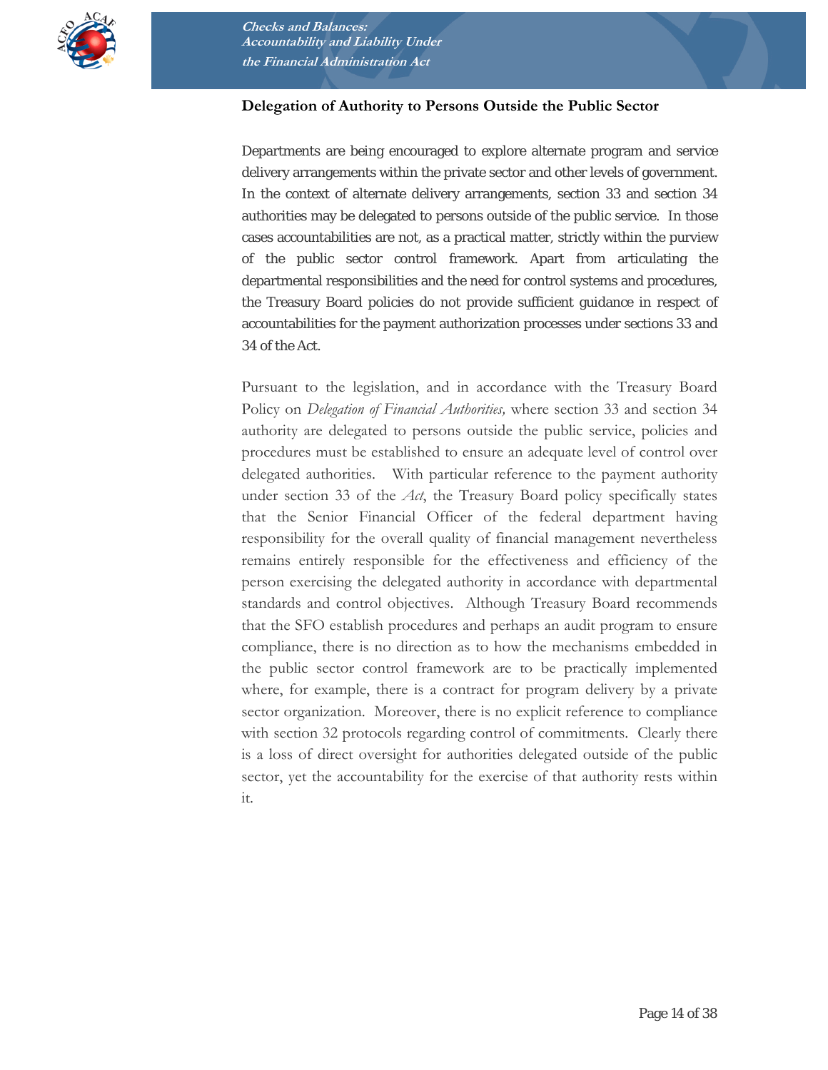### Delegation of Authority to Persons Outside the Public Sector

Departments are being encouraged to explore alternate program and service delivery arrangements within the private sector and other levels of government. In the context of alternate delivery arrangements, section 33 and section 34 authorities may be delegated to persons outside of the public service. In those cases accountabilities are not, as a practical matter, strictly within the purview of the public sector control framework. Apart from articulating the departmental responsibilities and the need for control systems and procedures, the Treasury Board policies do not provide sufficient guidance in respect of accountabilities for the payment authorization processes under sections 33 and 34 of the Act.

Pursuant to the legislation, and in accordance with the Treasury Board Policy on *Delegation of Financial Authorities,* where section 33 and section 34 authority are delegated to persons outside the public service, policies and procedures must be established to ensure an adequate level of control over delegated authorities. With particular reference to the payment authority under section 33 of the *Act*, the Treasury Board policy specifically states that the Senior Financial Officer of the federal department having responsibility for the overall quality of financial management nevertheless remains entirely responsible for the effectiveness and efficiency of the person exercising the delegated authority in accordance with departmental standards and control objectives. Although Treasury Board recommends that the SFO establish procedures and perhaps an audit program to ensure compliance, there is no direction as to how the mechanisms embedded in the public sector control framework are to be practically implemented where, for example, there is a contract for program delivery by a private sector organization. Moreover, there is no explicit reference to compliance with section 32 protocols regarding control of commitments. Clearly there is a loss of direct oversight for authorities delegated outside of the public sector, yet the accountability for the exercise of that authority rests within it.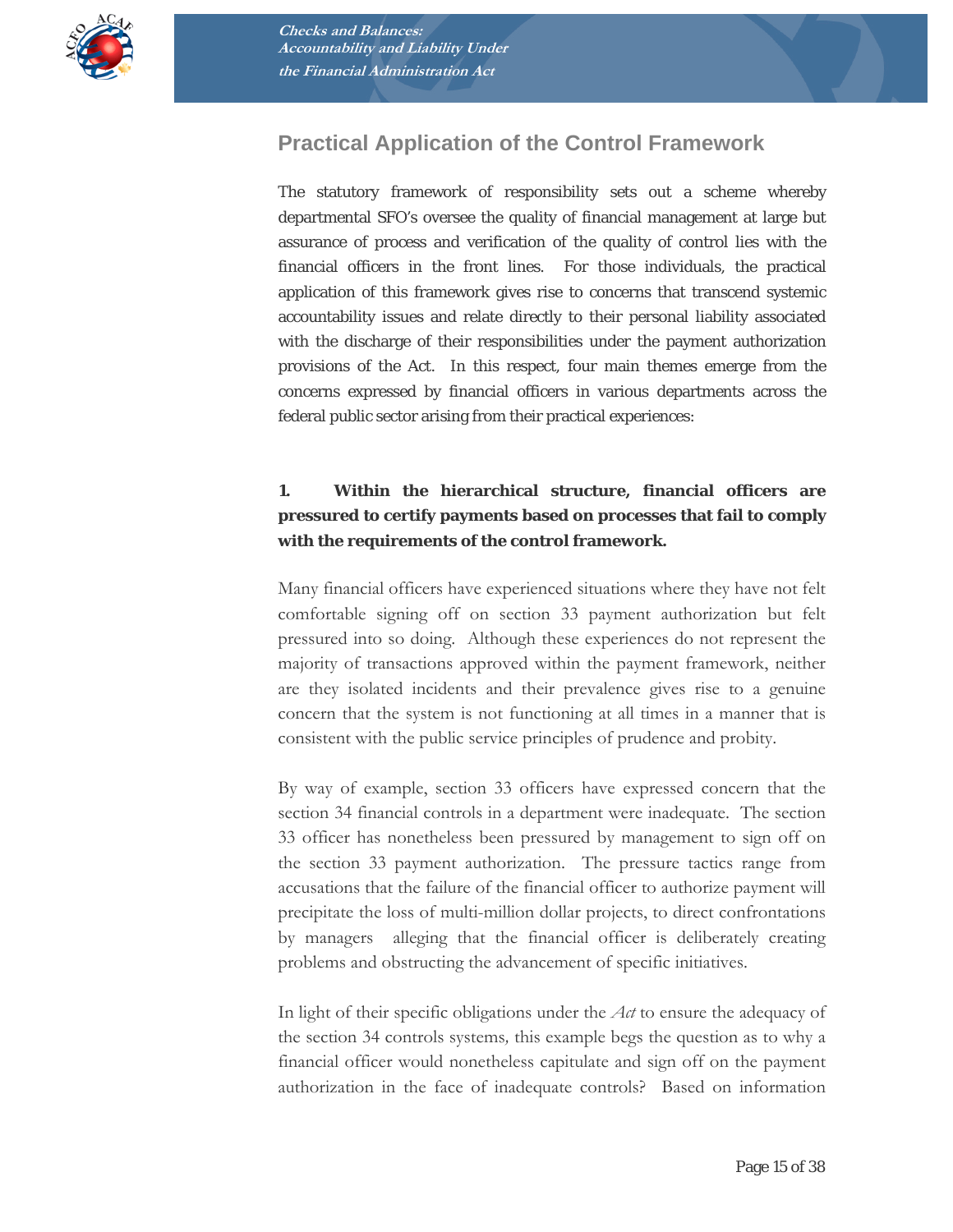## Practical Application of the Control Framework

The statutory framework of responsibility sets out a scheme whereby departmental SFO's oversee the quality of financial management at large but assurance of process and verification of the quality of control lies with the financial officers in the front lines. For those individuals, the practical application of this framework gives rise to concerns that transcend systemic accountability issues and relate directly to their personal liability associated with the discharge of their responsibilities under the payment authorization provisions of the Act. In this respect, four main themes emerge from the concerns expressed by financial officers in various departments across the federal public sector arising from their practical experiences:

**1. Within the hierarchical structure, financial officers are pressured to certify payments based on processes that fail to comply with the requirements of the control framework.**

Many financial officers have experienced situations where they have not felt comfortable signing off on section 33 payment authorization but felt pressured into so doing. Although these experiences do not represent the majority of transactions approved within the payment framework, neither are they isolated incidents and their prevalence gives rise to a genuine concern that the system is not functioning at all times in a manner that is consistent with the public service principles of prudence and probity.

By way of example, section 33 officers have expressed concern that the section 34 financial controls in a department were inadequate. The section 33 officer has nonetheless been pressured by management to sign off on the section 33 payment authorization. The pressure tactics range from accusations that the failure of the financial officer to authorize payment will precipitate the loss of multi-million dollar projects, to direct confrontations by managers alleging that the financial officer is deliberately creating problems and obstructing the advancement of specific initiatives.

In light of their specific obligations under the *Act* to ensure the adequacy of the section 34 controls systems, this example begs the question as to why a financial officer would nonetheless capitulate and sign off on the payment authorization in the face of inadequate controls? Based on information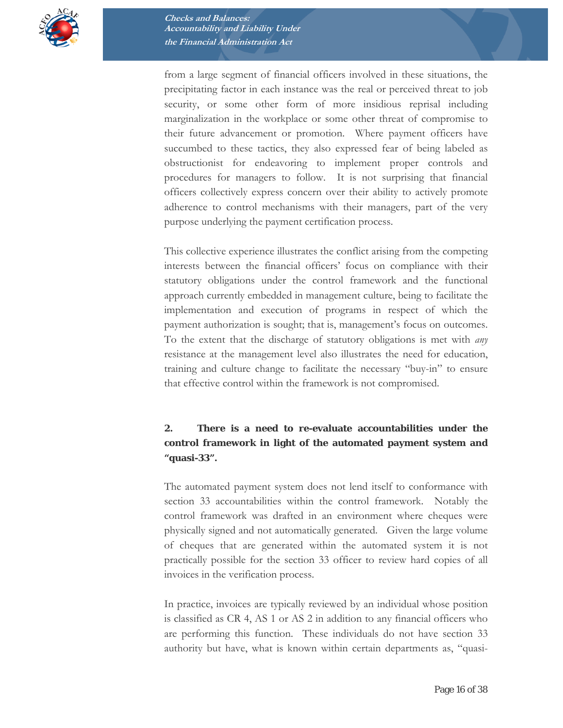from a large segment of financial officers involved in these situations, the precipitating factor in each instance was the real or perceived threat to job security, or some other form of more insidious reprisal including marginalization in the workplace or some other threat of compromise to their future advancement or promotion. Where payment officers have succumbed to these tactics, they also expressed fear of being labeled as obstructionist for endeavoring to implement proper controls and procedures for managers to follow. It is not surprising that financial officers collectively express concern over their ability to actively promote adherence to control mechanisms with their managers, part of the very purpose underlying the payment certification process.

This collective experience illustrates the conflict arising from the competing interests between the financial officers' focus on compliance with their statutory obligations under the control framework and the functional approach currently embedded in management culture, being to facilitate the implementation and execution of programs in respect of which the payment authorization is sought; that is, management's focus on outcomes. To the extent that the discharge of statutory obligations is met with *any* resistance at the management level also illustrates the need for education, training and culture change to facilitate the necessary "buy-in" to ensure that effective control within the framework is not compromised.

### 2. There is a need to re-evaluate accountabilities under the control framework in light of the automated payment system and "quasi-33".

The automated payment system does not lend itself to conformance with section 33 accountabilities within the control framework. Notably the control framework was drafted in an environment where cheques were physically signed and not automatically generated. Given the large volume of cheques that are generated within the automated system it is not practically possible for the section 33 officer to review hard copies of all invoices in the verification process.

In practice, invoices are typically reviewed by an individual whose position is classified as CR 4, AS 1 or AS 2 in addition to any financial officers who are performing this function. These individuals do not have section 33 authority but have, what is known within certain departments as, "quasi-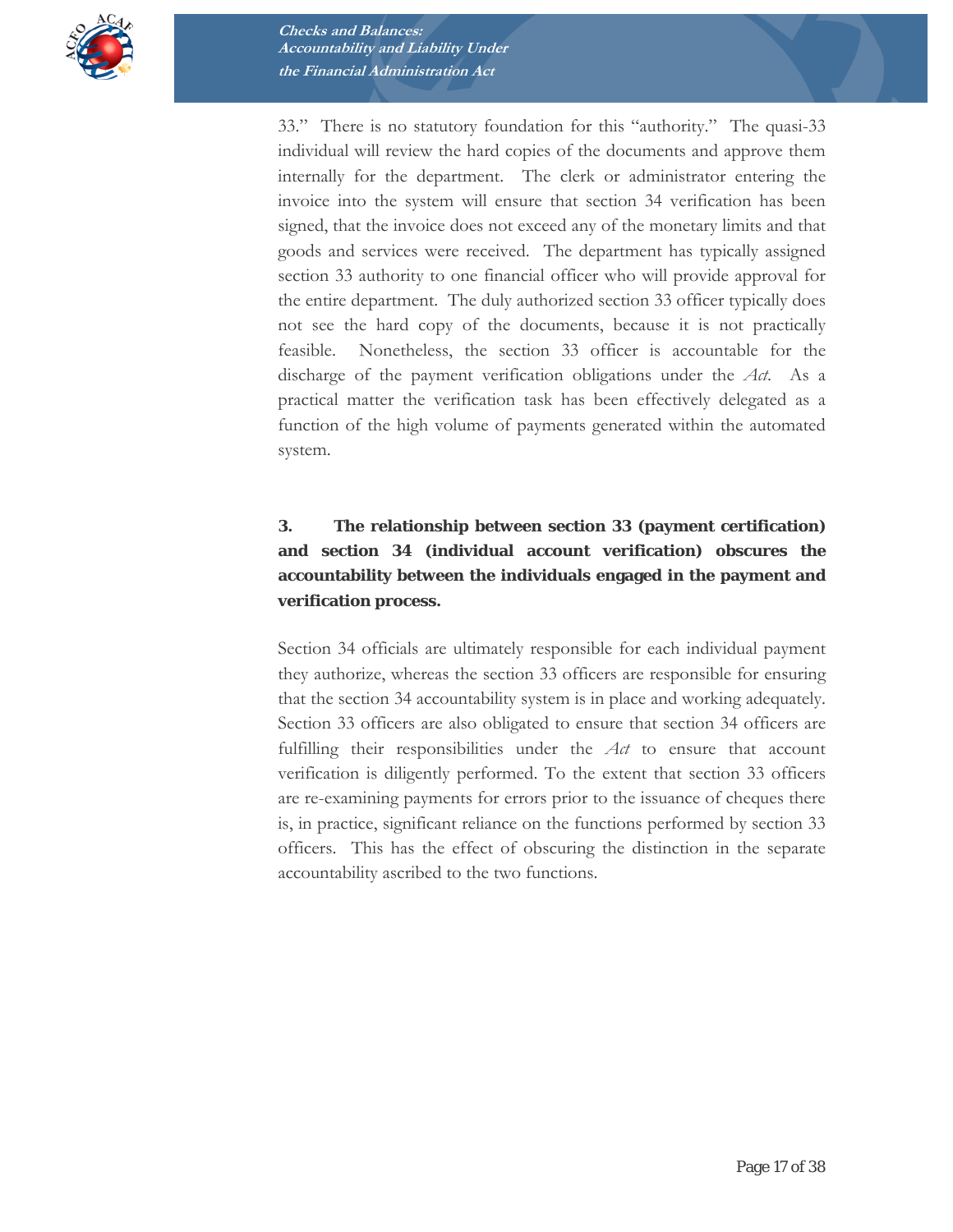33." There is no statutory foundation for this "authority." The quasi-33 individual will review the hard copies of the documents and approve them internally for the department. The clerk or administrator entering the invoice into the system will ensure that section 34 verification has been signed, that the invoice does not exceed any of the monetary limits and that goods and services were received. The department has typically assigned section 33 authority to one financial officer who will provide approval for the entire department. The duly authorized section 33 officer typically does not see the hard copy of the documents, because it is not practically feasible. Nonetheless, the section 33 officer is accountable for the discharge of the payment verification obligations under the *Act*. As a practical matter the verification task has been effectively delegated as a function of the high volume of payments generated within the automated system.

**3. The relationship between section 33 (payment certification) and section 34 (individual account verification) obscures the accountability between the individuals engaged in the payment and verification process.**

Section 34 officials are ultimately responsible for each individual payment they authorize, whereas the section 33 officers are responsible for ensuring that the section 34 accountability system is in place and working adequately. Section 33 officers are also obligated to ensure that section 34 officers are fulfilling their responsibilities under the *Act* to ensure that account verification is diligently performed. To the extent that section 33 officers are re-examining payments for errors prior to the issuance of cheques there is, in practice, significant reliance on the functions performed by section 33 officers. This has the effect of obscuring the distinction in the separate accountability ascribed to the two functions.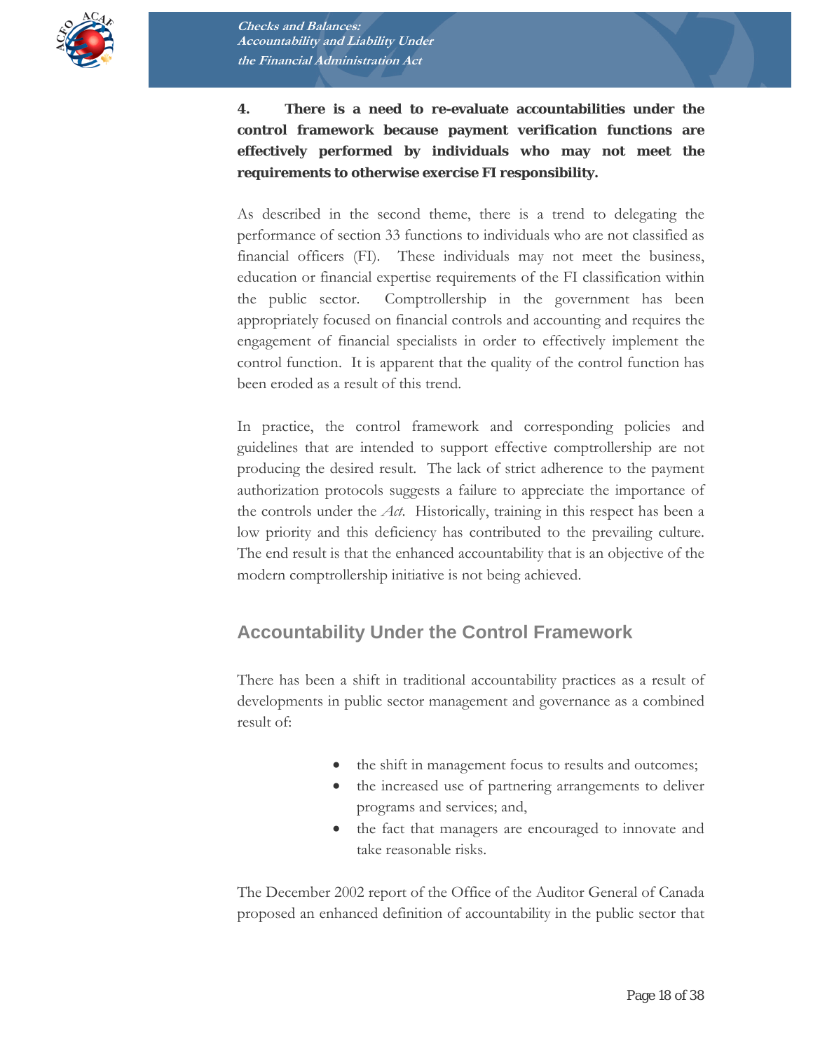**4. There is a need to re-evaluate accountabilities under the control framework because payment verification functions are effectively performed by individuals who may not meet the requirements to otherwise exercise FI responsibility.**

As described in the second theme, there is a trend to delegating the performance of section 33 functions to individuals who are not classified as financial officers (FI). These individuals may not meet the business, education or financial expertise requirements of the FI classification within the public sector. Comptrollership in the government has been appropriately focused on financial controls and accounting and requires the engagement of financial specialists in order to effectively implement the control function. It is apparent that the quality of the control function has been eroded as a result of this trend.

In practice, the control framework and corresponding policies and guidelines that are intended to support effective comptrollership are not producing the desired result. The lack of strict adherence to the payment authorization protocols suggests a failure to appreciate the importance of the controls under the *Act*. Historically, training in this respect has been a low priority and this deficiency has contributed to the prevailing culture. The end result is that the enhanced accountability that is an objective of the modern comptrollership initiative is not being achieved.

## Accountability Under the Control Framework

There has been a shift in traditional accountability practices as a result of developments in public sector management and governance as a combined result of:

- the shift in management focus to results and outcomes;
- the increased use of partnering arrangements to deliver programs and services; and,
- the fact that managers are encouraged to innovate and take reasonable risks.

The December 2002 report of the Office of the Auditor General of Canada proposed an enhanced definition of accountability in the public sector that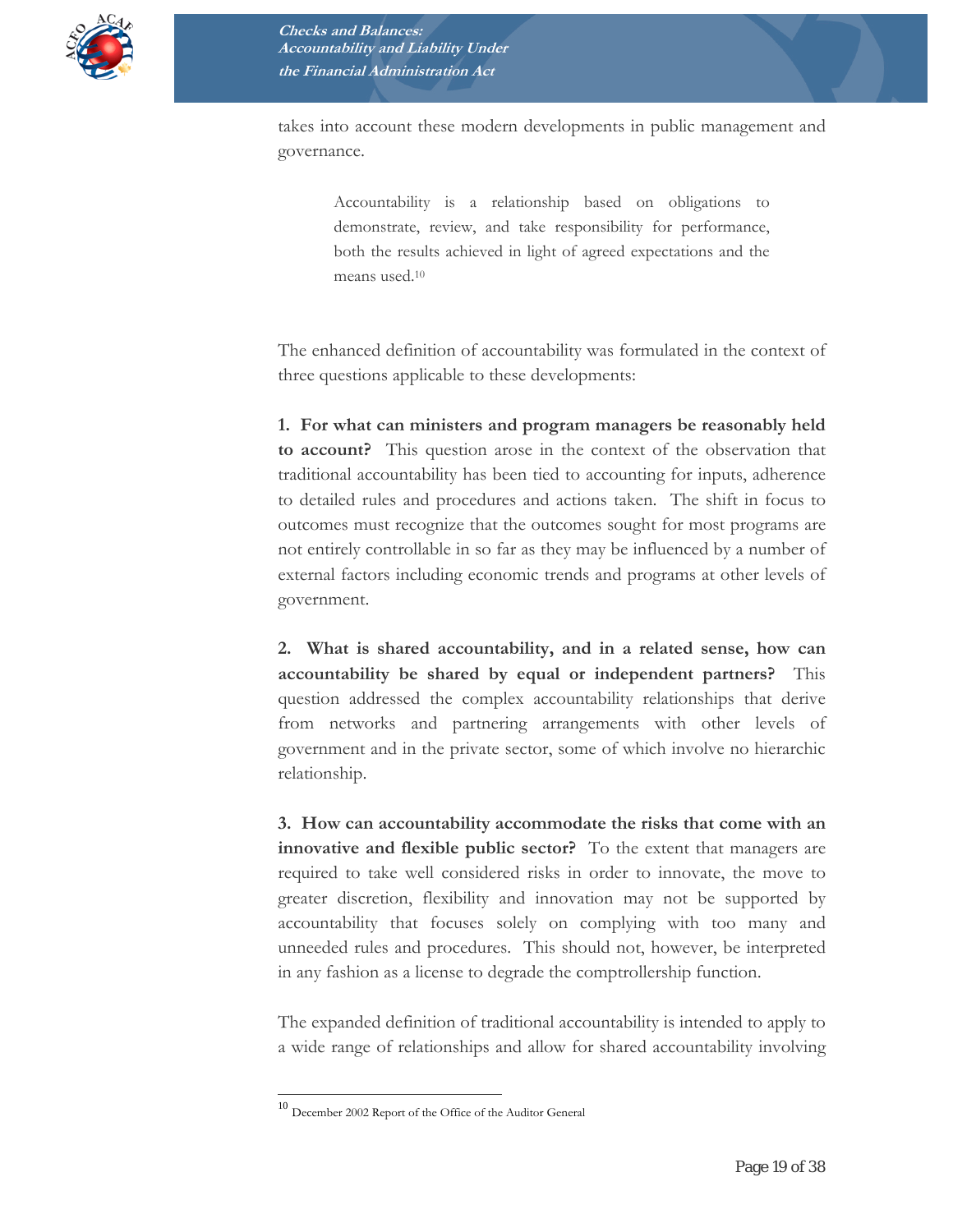takes into account these modern developments in public management and governance.

> Accountability is a relationship based on obligations to demonstrate, review, and take responsibility for performance, both the results achieved in light of agreed expectations and the means used.[10]

The enhanced definition of accountability was formulated in the context of three questions applicable to these developments:

**1. For what can ministers and program managers be reasonably held to account?** This question arose in the context of the observation that traditional accountability has been tied to accounting for inputs, adherence to detailed rules and procedures and actions taken. The shift in focus to outcomes must recognize that the outcomes sought for most programs are not entirely controllable in so far as they may be influenced by a number of external factors including economic trends and programs at other levels of government.

**2. What is shared accountability, and in a related sense, how can accountability be shared by equal or independent partners?** This question addressed the complex accountability relationships that derive from networks and partnering arrangements with other levels of government and in the private sector, some of which involve no hierarchic relationship.

**3. How can accountability accommodate the risks that come with an innovative and flexible public sector?** To the extent that managers are required to take well considered risks in order to innovate, the move to greater discretion, flexibility and innovation may not be supported by accountability that focuses solely on complying with too many and unneeded rules and procedures. This should not, however, be interpreted in any fashion as a license to degrade the comptrollership function.

The expanded definition of traditional accountability is intended to apply to a wide range of relationships and allow for shared accountability involving

---

[10] December 2002 Report of the Office of the Auditor General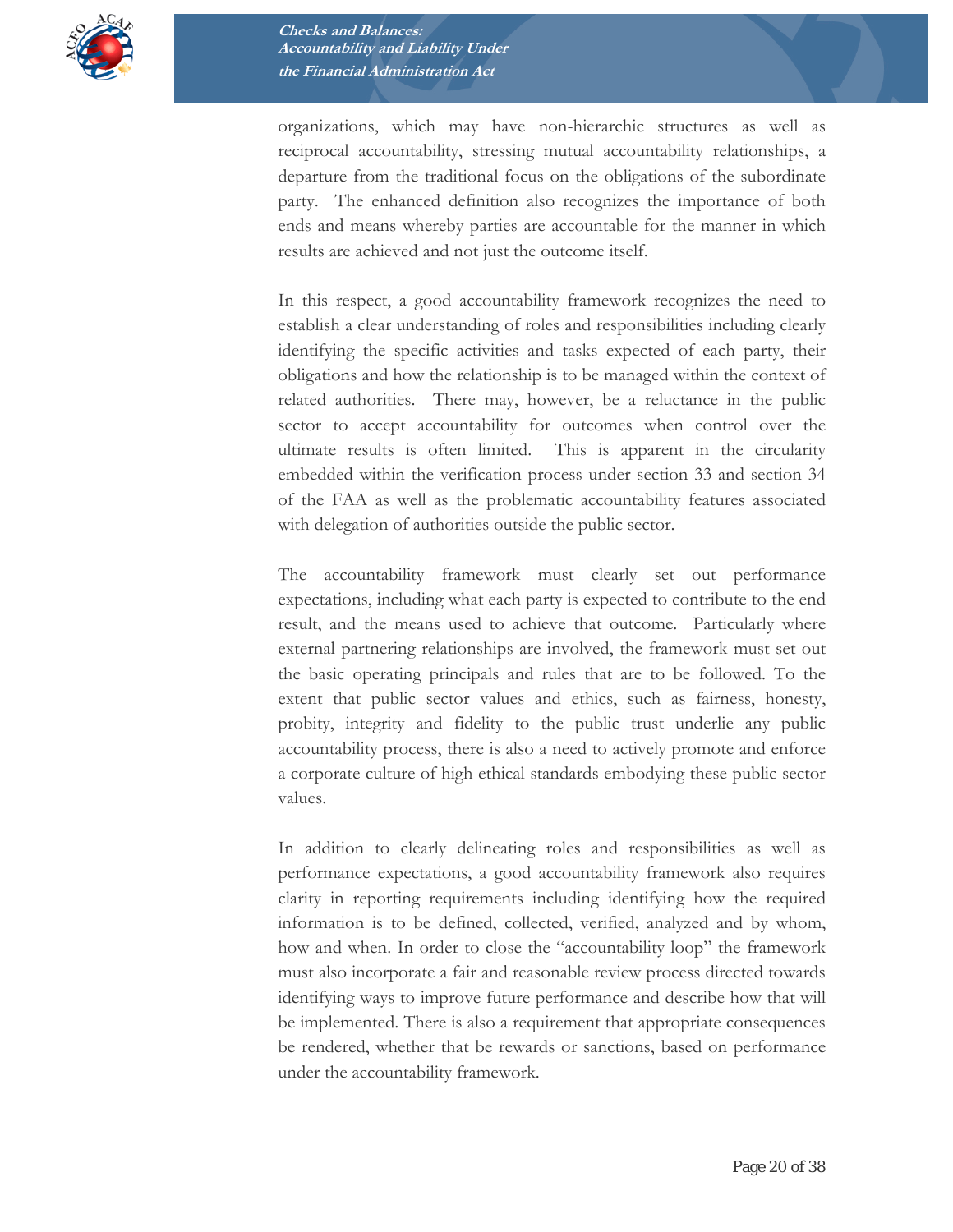organizations, which may have non-hierarchic structures as well as reciprocal accountability, stressing mutual accountability relationships, a departure from the traditional focus on the obligations of the subordinate party. The enhanced definition also recognizes the importance of both ends and means whereby parties are accountable for the manner in which results are achieved and not just the outcome itself.

In this respect, a good accountability framework recognizes the need to establish a clear understanding of roles and responsibilities including clearly identifying the specific activities and tasks expected of each party, their obligations and how the relationship is to be managed within the context of related authorities. There may, however, be a reluctance in the public sector to accept accountability for outcomes when control over the ultimate results is often limited. This is apparent in the circularity embedded within the verification process under section 33 and section 34 of the FAA as well as the problematic accountability features associated with delegation of authorities outside the public sector.

The accountability framework must clearly set out performance expectations, including what each party is expected to contribute to the end result, and the means used to achieve that outcome. Particularly where external partnering relationships are involved, the framework must set out the basic operating principals and rules that are to be followed. To the extent that public sector values and ethics, such as fairness, honesty, probity, integrity and fidelity to the public trust underlie any public accountability process, there is also a need to actively promote and enforce a corporate culture of high ethical standards embodying these public sector values.

In addition to clearly delineating roles and responsibilities as well as performance expectations, a good accountability framework also requires clarity in reporting requirements including identifying how the required information is to be defined, collected, verified, analyzed and by whom, how and when. In order to close the "accountability loop" the framework must also incorporate a fair and reasonable review process directed towards identifying ways to improve future performance and describe how that will be implemented. There is also a requirement that appropriate consequences be rendered, whether that be rewards or sanctions, based on performance under the accountability framework.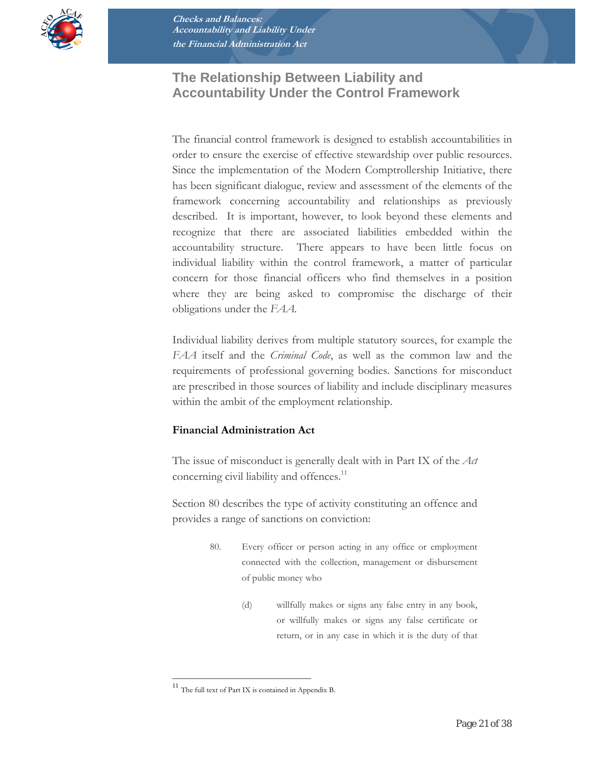## The Relationship Between Liability and Accountability Under the Control Framework

The financial control framework is designed to establish accountabilities in order to ensure the exercise of effective stewardship over public resources. Since the implementation of the Modern Comptrollership Initiative, there has been significant dialogue, review and assessment of the elements of the framework concerning accountability and relationships as previously described. It is important, however, to look beyond these elements and recognize that there are associated liabilities embedded within the accountability structure. There appears to have been little focus on individual liability within the control framework, a matter of particular concern for those financial officers who find themselves in a position where they are being asked to compromise the discharge of their obligations under the *FAA*.

Individual liability derives from multiple statutory sources, for example the *FAA* itself and the *Criminal Code*, as well as the common law and the requirements of professional governing bodies. Sanctions for misconduct are prescribed in those sources of liability and include disciplinary measures within the ambit of the employment relationship.

### Financial Administration Act

The issue of misconduct is generally dealt with in Part IX of the *Act* concerning civil liability and offences.[11]

Section 80 describes the type of activity constituting an offence and provides a range of sanctions on conviction:

> 80. Every officer or person acting in any office or employment connected with the collection, management or disbursement of public money who
>
> (d) willfully makes or signs any false entry in any book, or willfully makes or signs any false certificate or return, or in any case in which it is the duty of that

[11] The full text of Part IX is contained in Appendix B.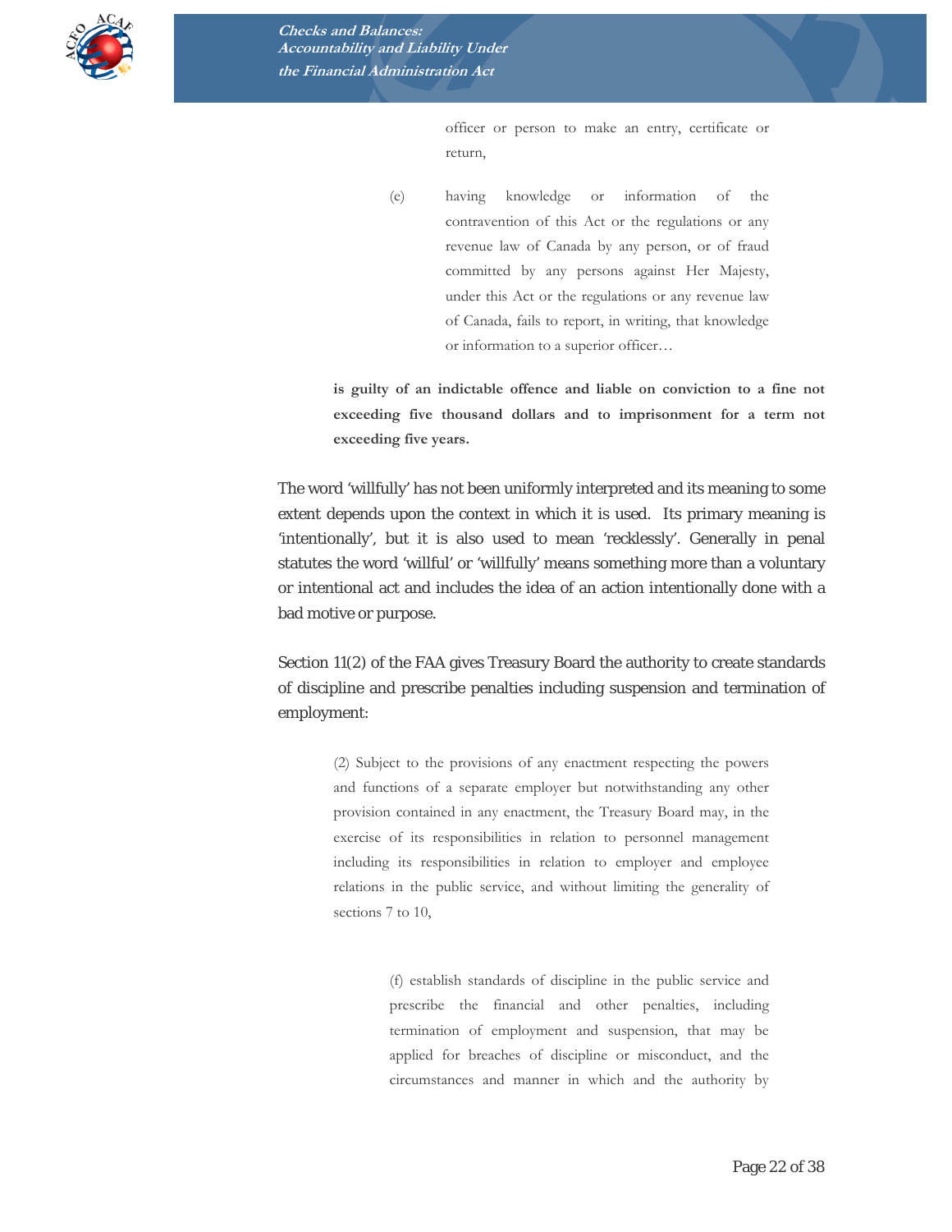> officer or person to make an entry, certificate or return,
>
> (e) having knowledge or information of the contravention of this Act or the regulations or any revenue law of Canada by any person, or of fraud committed by any persons against Her Majesty, under this Act or the regulations or any revenue law of Canada, fails to report, in writing, that knowledge or information to a superior officer…
>
> **is guilty of an indictable offence and liable on conviction to a fine not exceeding five thousand dollars and to imprisonment for a term not exceeding five years.**

The word 'willfully' has not been uniformly interpreted and its meaning to some extent depends upon the context in which it is used. Its primary meaning is 'intentionally', but it is also used to mean 'recklessly'. Generally in penal statutes the word 'willful' or 'willfully' means something more than a voluntary or intentional act and includes the idea of an action intentionally done with a bad motive or purpose.

Section 11(2) of the FAA gives Treasury Board the authority to create standards of discipline and prescribe penalties including suspension and termination of employment:

> (2) Subject to the provisions of any enactment respecting the powers and functions of a separate employer but notwithstanding any other provision contained in any enactment, the Treasury Board may, in the exercise of its responsibilities in relation to personnel management including its responsibilities in relation to employer and employee relations in the public service, and without limiting the generality of sections 7 to 10,
>
> (f) establish standards of discipline in the public service and prescribe the financial and other penalties, including termination of employment and suspension, that may be applied for breaches of discipline or misconduct, and the circumstances and manner in which and the authority by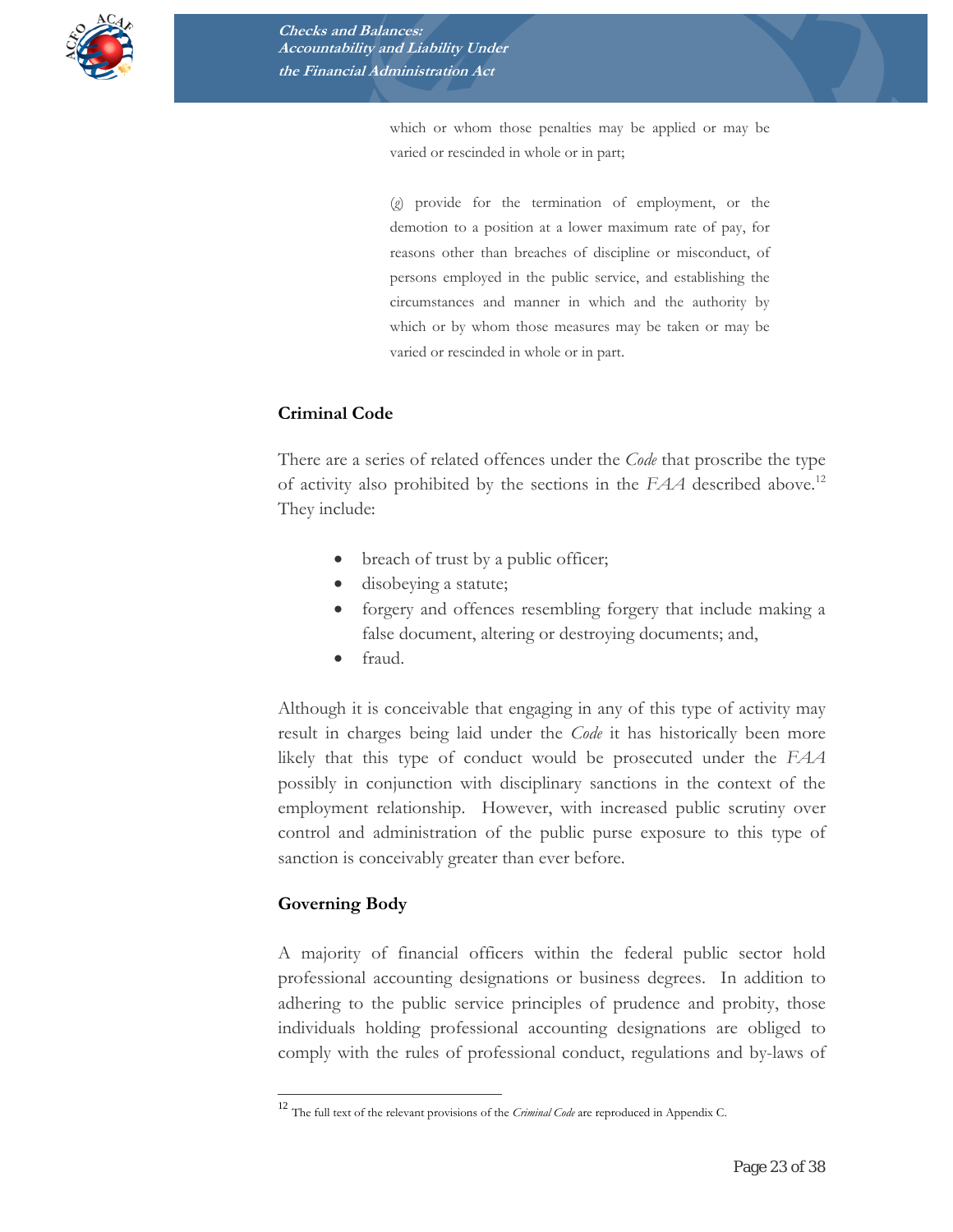which or whom those penalties may be applied or may be varied or rescinded in whole or in part;

(*g*) provide for the termination of employment, or the demotion to a position at a lower maximum rate of pay, for reasons other than breaches of discipline or misconduct, of persons employed in the public service, and establishing the circumstances and manner in which and the authority by which or by whom those measures may be taken or may be varied or rescinded in whole or in part.

**Criminal Code**

There are a series of related offences under the *Code* that proscribe the type of activity also prohibited by the sections in the *FAA* described above.[12] They include:

- breach of trust by a public officer;
- disobeying a statute;
- forgery and offences resembling forgery that include making a false document, altering or destroying documents; and,
- fraud.

Although it is conceivable that engaging in any of this type of activity may result in charges being laid under the *Code* it has historically been more likely that this type of conduct would be prosecuted under the *FAA* possibly in conjunction with disciplinary sanctions in the context of the employment relationship. However, with increased public scrutiny over control and administration of the public purse exposure to this type of sanction is conceivably greater than ever before.

**Governing Body**

A majority of financial officers within the federal public sector hold professional accounting designations or business degrees. In addition to adhering to the public service principles of prudence and probity, those individuals holding professional accounting designations are obliged to comply with the rules of professional conduct, regulations and by-laws of

[12] The full text of the relevant provisions of the *Criminal Code* are reproduced in Appendix C.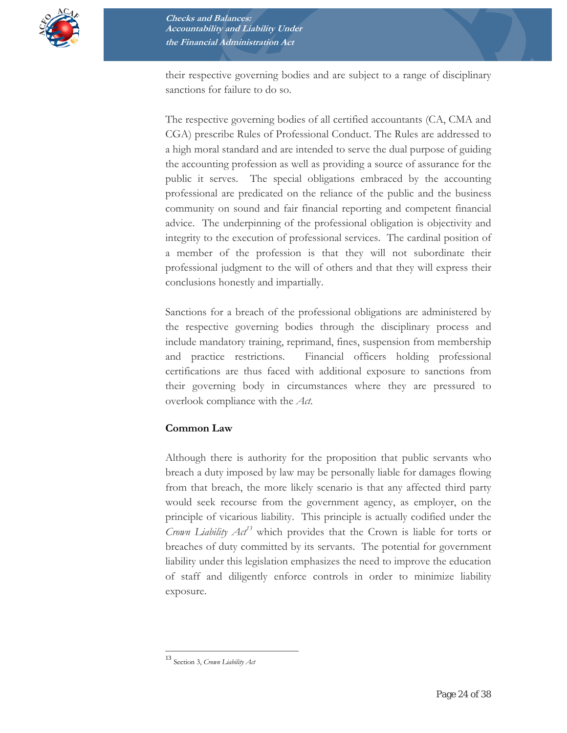their respective governing bodies and are subject to a range of disciplinary sanctions for failure to do so.

The respective governing bodies of all certified accountants (CA, CMA and CGA) prescribe Rules of Professional Conduct. The Rules are addressed to a high moral standard and are intended to serve the dual purpose of guiding the accounting profession as well as providing a source of assurance for the public it serves. The special obligations embraced by the accounting professional are predicated on the reliance of the public and the business community on sound and fair financial reporting and competent financial advice. The underpinning of the professional obligation is objectivity and integrity to the execution of professional services. The cardinal position of a member of the profession is that they will not subordinate their professional judgment to the will of others and that they will express their conclusions honestly and impartially.

Sanctions for a breach of the professional obligations are administered by the respective governing bodies through the disciplinary process and include mandatory training, reprimand, fines, suspension from membership and practice restrictions. Financial officers holding professional certifications are thus faced with additional exposure to sanctions from their governing body in circumstances where they are pressured to overlook compliance with the *Act*.

**Common Law**

Although there is authority for the proposition that public servants who breach a duty imposed by law may be personally liable for damages flowing from that breach, the more likely scenario is that any affected third party would seek recourse from the government agency, as employer, on the principle of vicarious liability. This principle is actually codified under the *Crown Liability Act*[13] which provides that the Crown is liable for torts or breaches of duty committed by its servants. The potential for government liability under this legislation emphasizes the need to improve the education of staff and diligently enforce controls in order to minimize liability exposure.

---

[13] Section 3, *Crown Liability Act*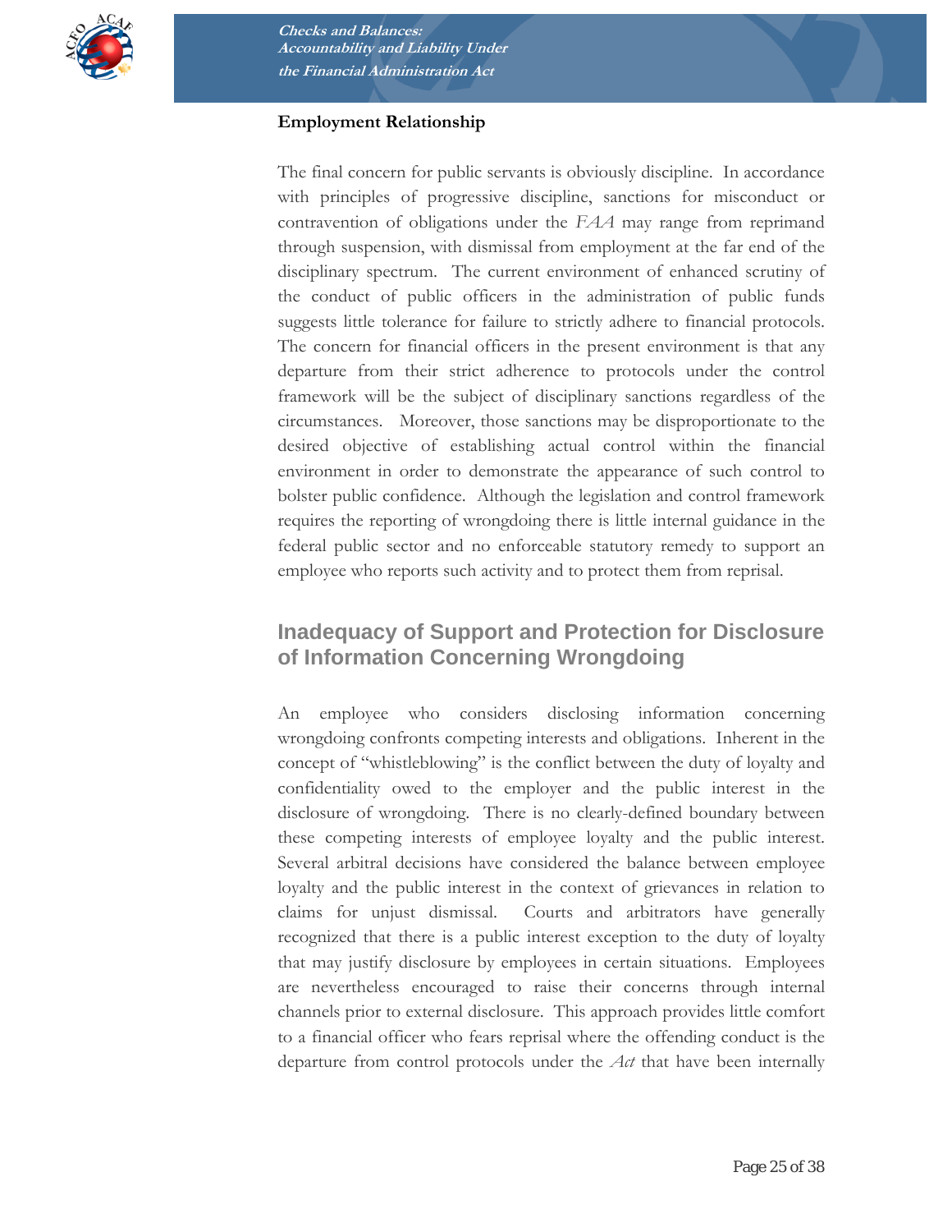**Employment Relationship**

The final concern for public servants is obviously discipline. In accordance with principles of progressive discipline, sanctions for misconduct or contravention of obligations under the *FAA* may range from reprimand through suspension, with dismissal from employment at the far end of the disciplinary spectrum. The current environment of enhanced scrutiny of the conduct of public officers in the administration of public funds suggests little tolerance for failure to strictly adhere to financial protocols. The concern for financial officers in the present environment is that any departure from their strict adherence to protocols under the control framework will be the subject of disciplinary sanctions regardless of the circumstances. Moreover, those sanctions may be disproportionate to the desired objective of establishing actual control within the financial environment in order to demonstrate the appearance of such control to bolster public confidence. Although the legislation and control framework requires the reporting of wrongdoing there is little internal guidance in the federal public sector and no enforceable statutory remedy to support an employee who reports such activity and to protect them from reprisal.

## Inadequacy of Support and Protection for Disclosure of Information Concerning Wrongdoing

An employee who considers disclosing information concerning wrongdoing confronts competing interests and obligations. Inherent in the concept of "whistleblowing" is the conflict between the duty of loyalty and confidentiality owed to the employer and the public interest in the disclosure of wrongdoing. There is no clearly-defined boundary between these competing interests of employee loyalty and the public interest. Several arbitral decisions have considered the balance between employee loyalty and the public interest in the context of grievances in relation to claims for unjust dismissal. Courts and arbitrators have generally recognized that there is a public interest exception to the duty of loyalty that may justify disclosure by employees in certain situations. Employees are nevertheless encouraged to raise their concerns through internal channels prior to external disclosure. This approach provides little comfort to a financial officer who fears reprisal where the offending conduct is the departure from control protocols under the *Act* that have been internally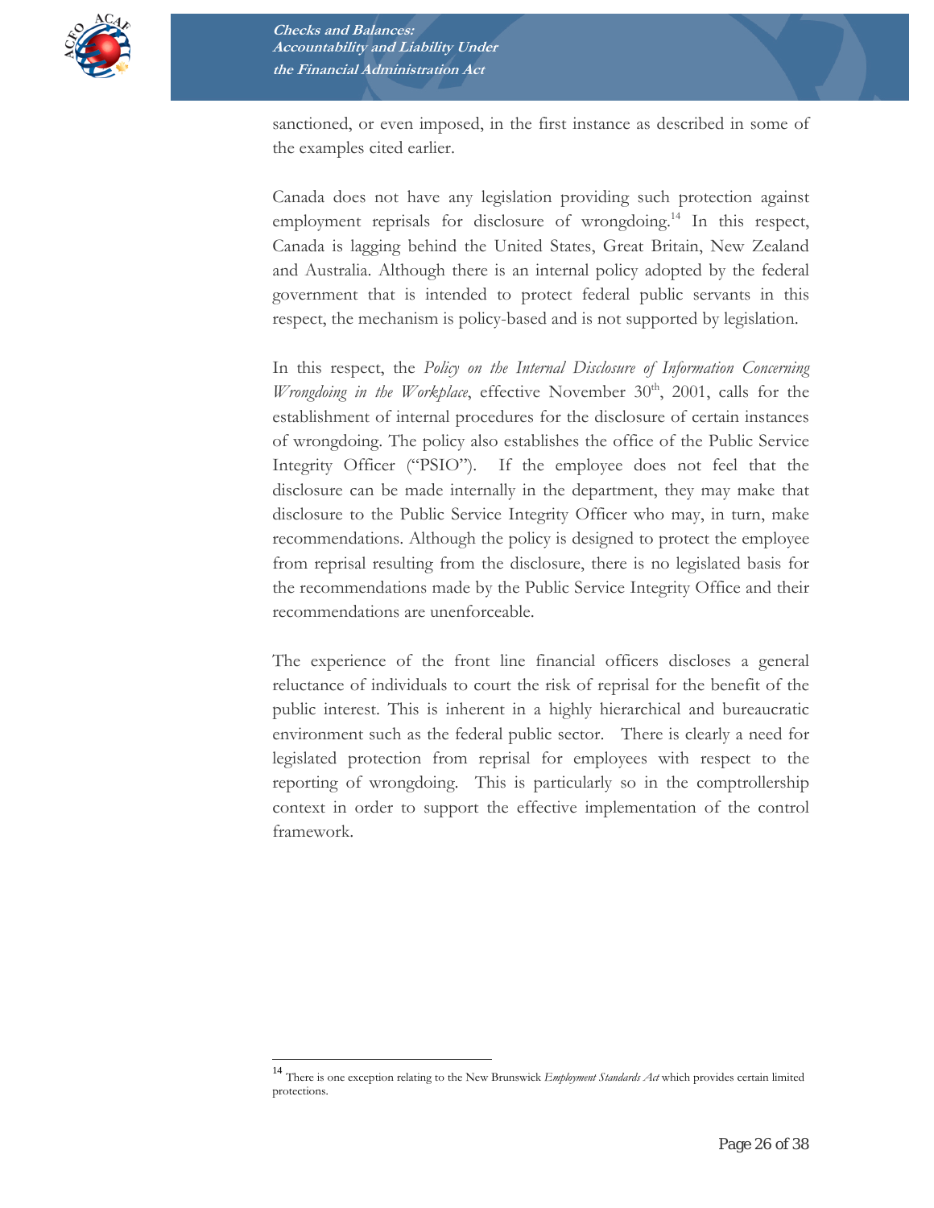sanctioned, or even imposed, in the first instance as described in some of the examples cited earlier.

Canada does not have any legislation providing such protection against employment reprisals for disclosure of wrongdoing.[14] In this respect, Canada is lagging behind the United States, Great Britain, New Zealand and Australia. Although there is an internal policy adopted by the federal government that is intended to protect federal public servants in this respect, the mechanism is policy-based and is not supported by legislation.

In this respect, the *Policy on the Internal Disclosure of Information Concerning Wrongdoing in the Workplace*, effective November 30th, 2001, calls for the establishment of internal procedures for the disclosure of certain instances of wrongdoing. The policy also establishes the office of the Public Service Integrity Officer ("PSIO"). If the employee does not feel that the disclosure can be made internally in the department, they may make that disclosure to the Public Service Integrity Officer who may, in turn, make recommendations. Although the policy is designed to protect the employee from reprisal resulting from the disclosure, there is no legislated basis for the recommendations made by the Public Service Integrity Office and their recommendations are unenforceable.

The experience of the front line financial officers discloses a general reluctance of individuals to court the risk of reprisal for the benefit of the public interest. This is inherent in a highly hierarchical and bureaucratic environment such as the federal public sector. There is clearly a need for legislated protection from reprisal for employees with respect to the reporting of wrongdoing. This is particularly so in the comptrollership context in order to support the effective implementation of the control framework.

---

[14] There is one exception relating to the New Brunswick *Employment Standards Act* which provides certain limited protections.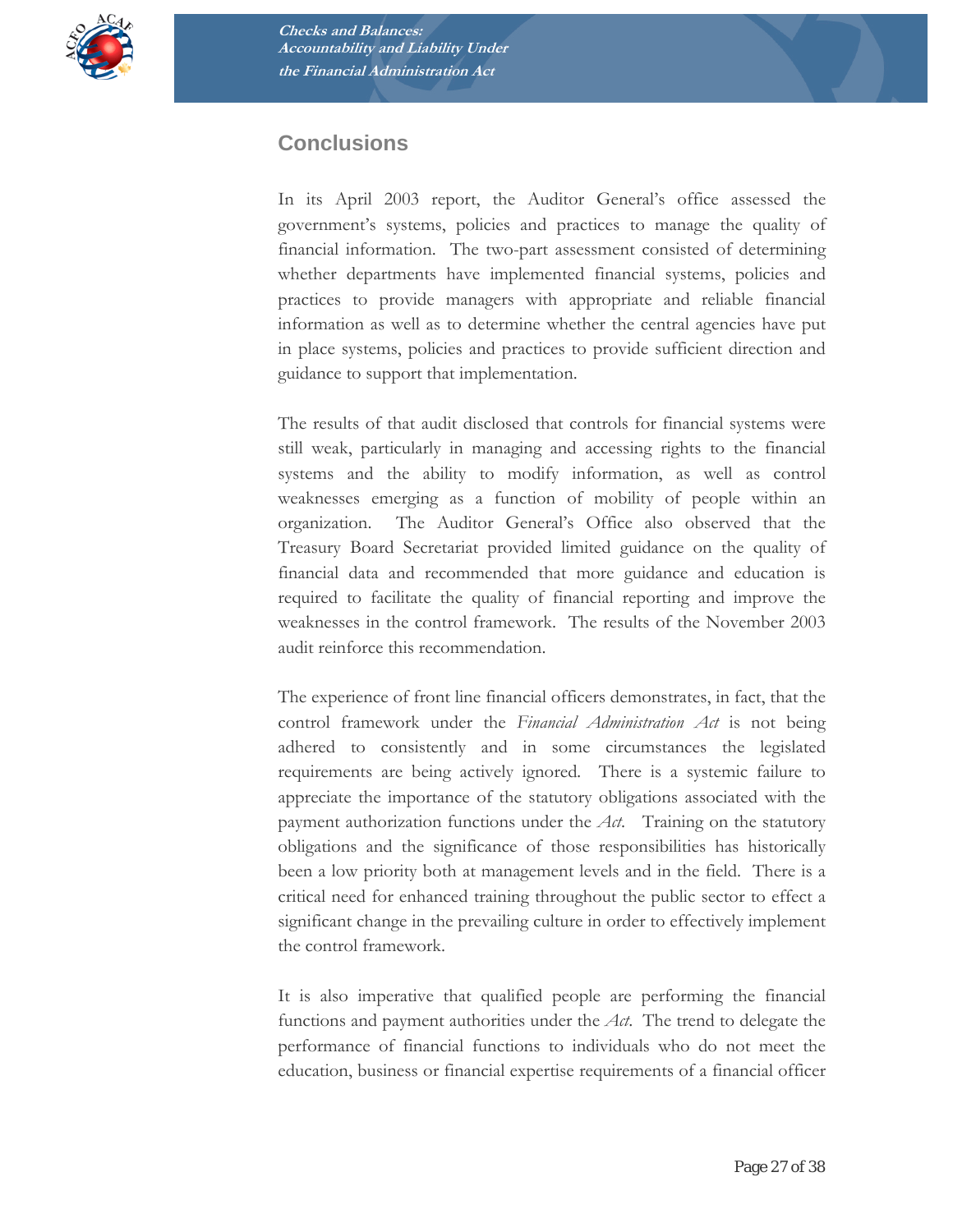## Conclusions

In its April 2003 report, the Auditor General's office assessed the government's systems, policies and practices to manage the quality of financial information. The two-part assessment consisted of determining whether departments have implemented financial systems, policies and practices to provide managers with appropriate and reliable financial information as well as to determine whether the central agencies have put in place systems, policies and practices to provide sufficient direction and guidance to support that implementation.

The results of that audit disclosed that controls for financial systems were still weak, particularly in managing and accessing rights to the financial systems and the ability to modify information, as well as control weaknesses emerging as a function of mobility of people within an organization. The Auditor General's Office also observed that the Treasury Board Secretariat provided limited guidance on the quality of financial data and recommended that more guidance and education is required to facilitate the quality of financial reporting and improve the weaknesses in the control framework. The results of the November 2003 audit reinforce this recommendation.

The experience of front line financial officers demonstrates, in fact, that the control framework under the *Financial Administration Act* is not being adhered to consistently and in some circumstances the legislated requirements are being actively ignored. There is a systemic failure to appreciate the importance of the statutory obligations associated with the payment authorization functions under the *Act*. Training on the statutory obligations and the significance of those responsibilities has historically been a low priority both at management levels and in the field. There is a critical need for enhanced training throughout the public sector to effect a significant change in the prevailing culture in order to effectively implement the control framework.

It is also imperative that qualified people are performing the financial functions and payment authorities under the *Act*. The trend to delegate the performance of financial functions to individuals who do not meet the education, business or financial expertise requirements of a financial officer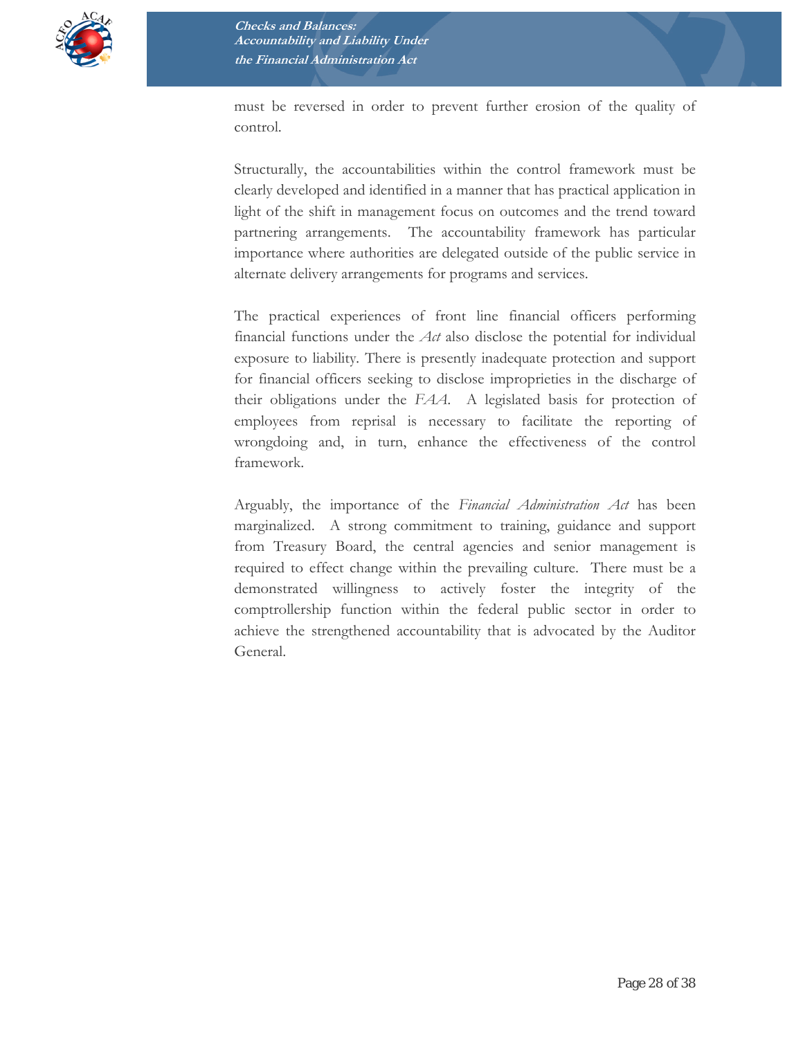must be reversed in order to prevent further erosion of the quality of control.

Structurally, the accountabilities within the control framework must be clearly developed and identified in a manner that has practical application in light of the shift in management focus on outcomes and the trend toward partnering arrangements. The accountability framework has particular importance where authorities are delegated outside of the public service in alternate delivery arrangements for programs and services.

The practical experiences of front line financial officers performing financial functions under the *Act* also disclose the potential for individual exposure to liability. There is presently inadequate protection and support for financial officers seeking to disclose improprieties in the discharge of their obligations under the *FAA*. A legislated basis for protection of employees from reprisal is necessary to facilitate the reporting of wrongdoing and, in turn, enhance the effectiveness of the control framework.

Arguably, the importance of the *Financial Administration Act* has been marginalized. A strong commitment to training, guidance and support from Treasury Board, the central agencies and senior management is required to effect change within the prevailing culture. There must be a demonstrated willingness to actively foster the integrity of the comptrollership function within the federal public sector in order to achieve the strengthened accountability that is advocated by the Auditor General.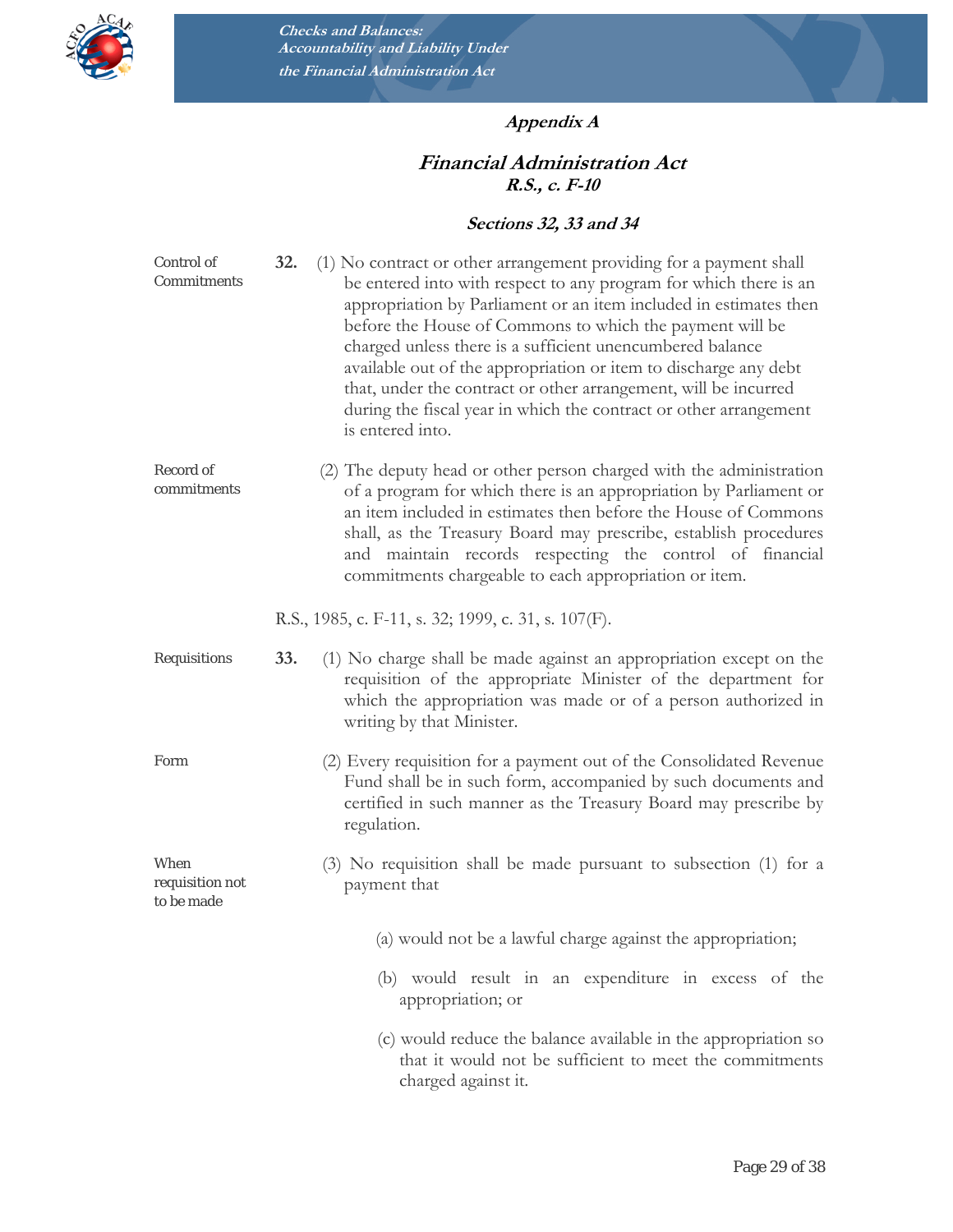## *Appendix A*

## *Financial Administration Act*
### *R.S., c. F-10*

### *Sections 32, 33 and 34*

Control of Commitments

**32.** (1) No contract or other arrangement providing for a payment shall be entered into with respect to any program for which there is an appropriation by Parliament or an item included in estimates then before the House of Commons to which the payment will be charged unless there is a sufficient unencumbered balance available out of the appropriation or item to discharge any debt that, under the contract or other arrangement, will be incurred during the fiscal year in which the contract or other arrangement is entered into.

Record of commitments

(2) The deputy head or other person charged with the administration of a program for which there is an appropriation by Parliament or an item included in estimates then before the House of Commons shall, as the Treasury Board may prescribe, establish procedures and maintain records respecting the control of financial commitments chargeable to each appropriation or item.

R.S., 1985, c. F-11, s. 32; 1999, c. 31, s. 107(F).

Requisitions

**33.** (1) No charge shall be made against an appropriation except on the requisition of the appropriate Minister of the department for which the appropriation was made or of a person authorized in writing by that Minister.

Form

(2) Every requisition for a payment out of the Consolidated Revenue Fund shall be in such form, accompanied by such documents and certified in such manner as the Treasury Board may prescribe by regulation.

When requisition not to be made

(3) No requisition shall be made pursuant to subsection (1) for a payment that

(a) would not be a lawful charge against the appropriation;

(b) would result in an expenditure in excess of the appropriation; or

(c) would reduce the balance available in the appropriation so that it would not be sufficient to meet the commitments charged against it.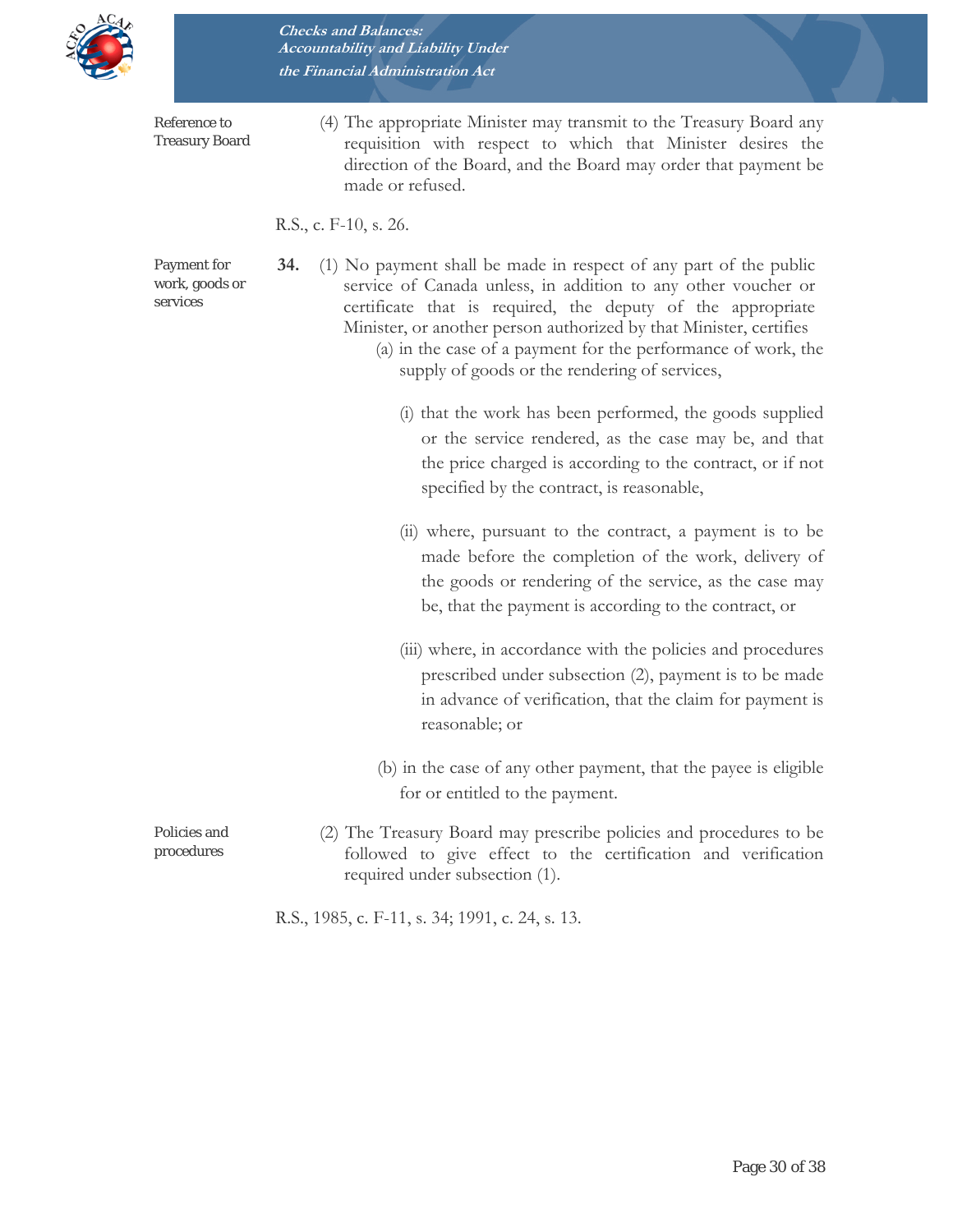Reference to Treasury Board

(4) The appropriate Minister may transmit to the Treasury Board any requisition with respect to which that Minister desires the direction of the Board, and the Board may order that payment be made or refused.

R.S., c. F-10, s. 26.

Payment for work, goods or services

**34.** (1) No payment shall be made in respect of any part of the public service of Canada unless, in addition to any other voucher or certificate that is required, the deputy of the appropriate Minister, or another person authorized by that Minister, certifies

(a) in the case of a payment for the performance of work, the supply of goods or the rendering of services,

(i) that the work has been performed, the goods supplied or the service rendered, as the case may be, and that the price charged is according to the contract, or if not specified by the contract, is reasonable,

(ii) where, pursuant to the contract, a payment is to be made before the completion of the work, delivery of the goods or rendering of the service, as the case may be, that the payment is according to the contract, or

(iii) where, in accordance with the policies and procedures prescribed under subsection (2), payment is to be made in advance of verification, that the claim for payment is reasonable; or

(b) in the case of any other payment, that the payee is eligible for or entitled to the payment.

Policies and procedures

(2) The Treasury Board may prescribe policies and procedures to be followed to give effect to the certification and verification required under subsection (1).

R.S., 1985, c. F-11, s. 34; 1991, c. 24, s. 13.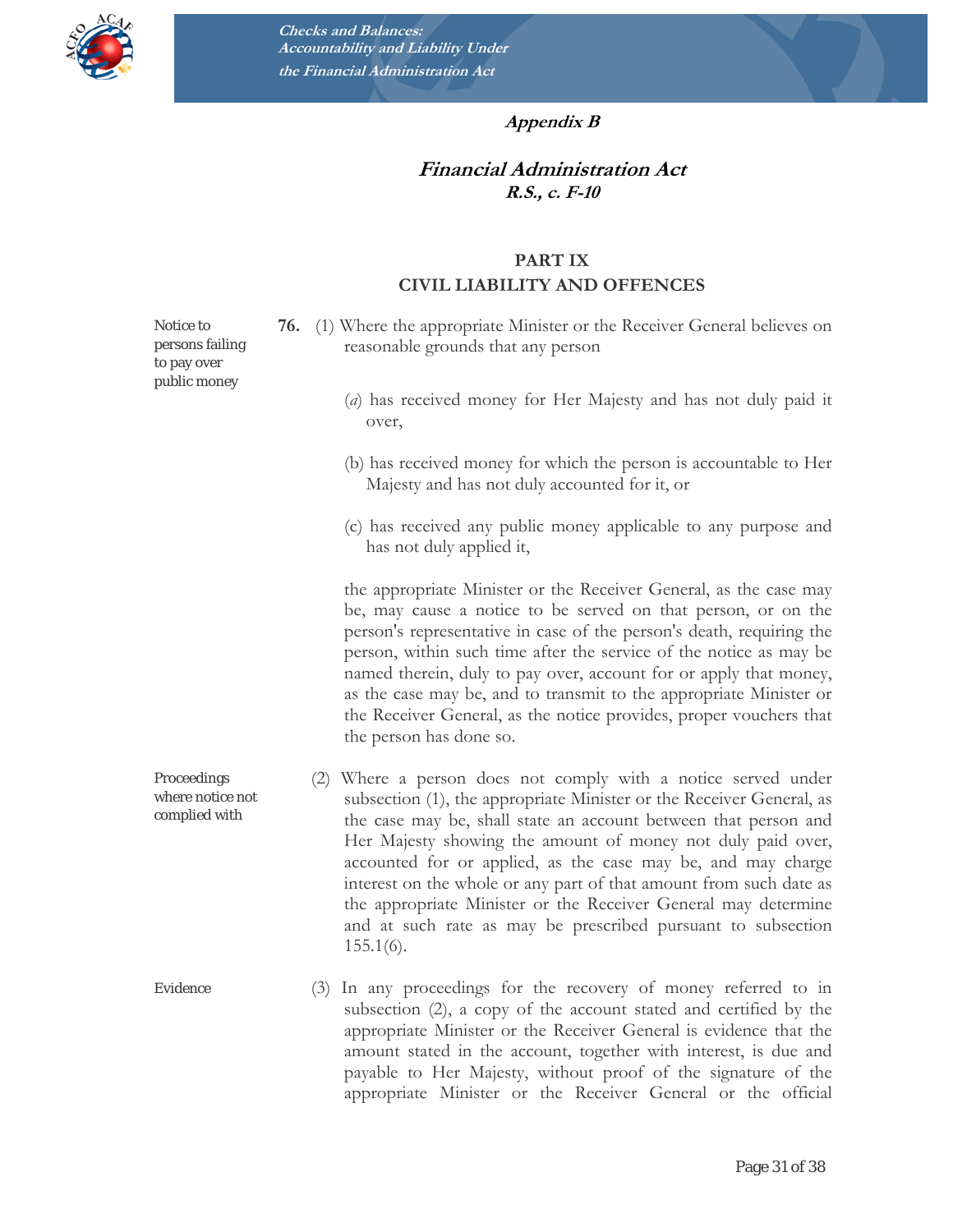## Appendix B

## *Financial Administration Act*

### *R.S., c. F-10*

### PART IX
### CIVIL LIABILITY AND OFFENCES

*Notice to persons failing to pay over public money*

**76.** (1) Where the appropriate Minister or the Receiver General believes on reasonable grounds that any person

(*a*) has received money for Her Majesty and has not duly paid it over,

(b) has received money for which the person is accountable to Her Majesty and has not duly accounted for it, or

(c) has received any public money applicable to any purpose and has not duly applied it,

the appropriate Minister or the Receiver General, as the case may be, may cause a notice to be served on that person, or on the person's representative in case of the person's death, requiring the person, within such time after the service of the notice as may be named therein, duly to pay over, account for or apply that money, as the case may be, and to transmit to the appropriate Minister or the Receiver General, as the notice provides, proper vouchers that the person has done so.

*Proceedings where notice not complied with*

(2) Where a person does not comply with a notice served under subsection (1), the appropriate Minister or the Receiver General, as the case may be, shall state an account between that person and Her Majesty showing the amount of money not duly paid over, accounted for or applied, as the case may be, and may charge interest on the whole or any part of that amount from such date as the appropriate Minister or the Receiver General may determine and at such rate as may be prescribed pursuant to subsection 155.1(6).

*Evidence*

(3) In any proceedings for the recovery of money referred to in subsection (2), a copy of the account stated and certified by the appropriate Minister or the Receiver General is evidence that the amount stated in the account, together with interest, is due and payable to Her Majesty, without proof of the signature of the appropriate Minister or the Receiver General or the official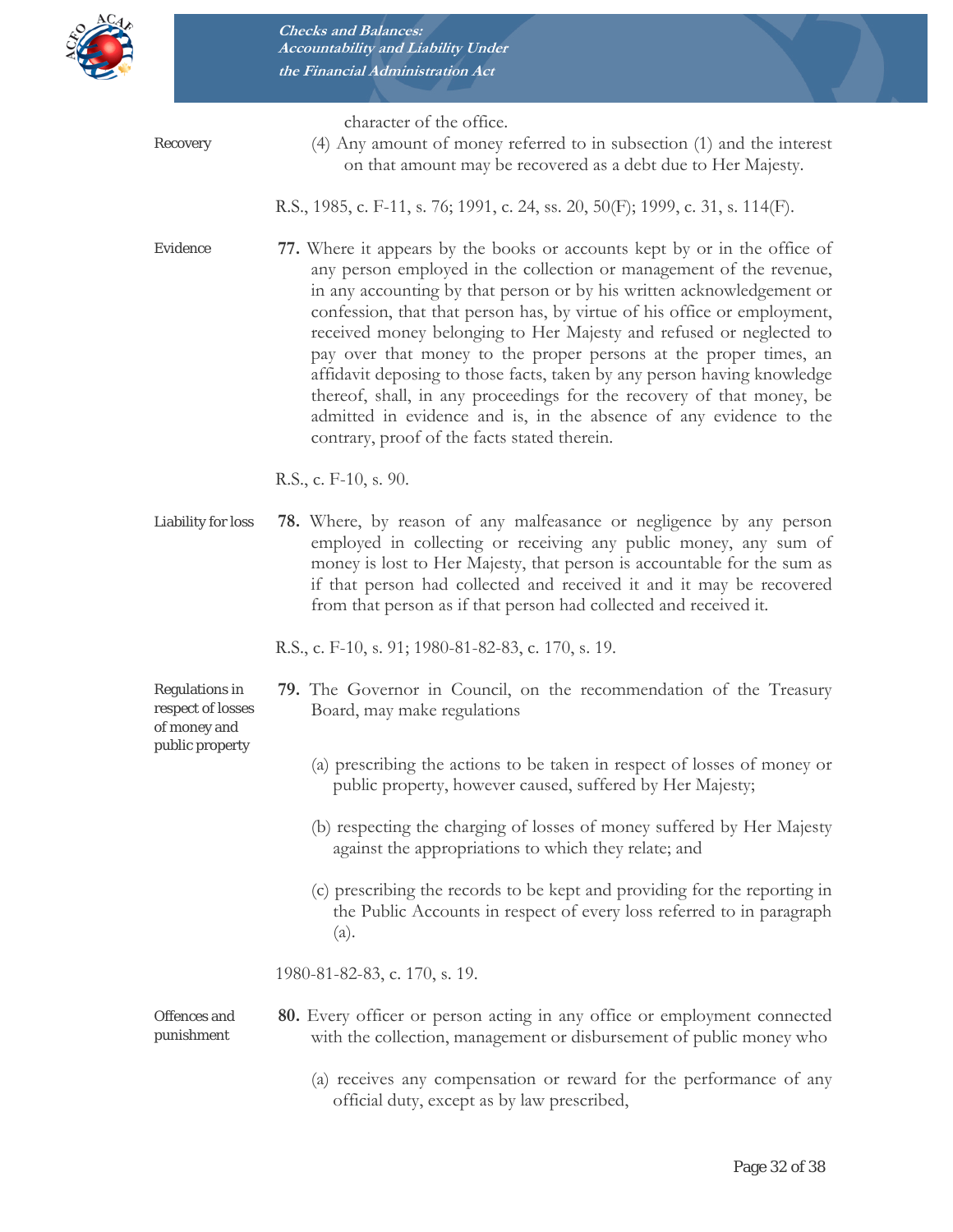character of the office.

Recovery

(4) Any amount of money referred to in subsection (1) and the interest on that amount may be recovered as a debt due to Her Majesty.

R.S., 1985, c. F-11, s. 76; 1991, c. 24, ss. 20, 50(F); 1999, c. 31, s. 114(F).

Evidence

**77.** Where it appears by the books or accounts kept by or in the office of any person employed in the collection or management of the revenue, in any accounting by that person or by his written acknowledgement or confession, that that person has, by virtue of his office or employment, received money belonging to Her Majesty and refused or neglected to pay over that money to the proper persons at the proper times, an affidavit deposing to those facts, taken by any person having knowledge thereof, shall, in any proceedings for the recovery of that money, be admitted in evidence and is, in the absence of any evidence to the contrary, proof of the facts stated therein.

R.S., c. F-10, s. 90.

Liability for loss

**78.** Where, by reason of any malfeasance or negligence by any person employed in collecting or receiving any public money, any sum of money is lost to Her Majesty, that person is accountable for the sum as if that person had collected and received it and it may be recovered from that person as if that person had collected and received it.

R.S., c. F-10, s. 91; 1980-81-82-83, c. 170, s. 19.

Regulations in respect of losses of money and public property

**79.** The Governor in Council, on the recommendation of the Treasury Board, may make regulations

(a) prescribing the actions to be taken in respect of losses of money or public property, however caused, suffered by Her Majesty;

(b) respecting the charging of losses of money suffered by Her Majesty against the appropriations to which they relate; and

(c) prescribing the records to be kept and providing for the reporting in the Public Accounts in respect of every loss referred to in paragraph (a).

1980-81-82-83, c. 170, s. 19.

Offences and punishment

**80.** Every officer or person acting in any office or employment connected with the collection, management or disbursement of public money who

(a) receives any compensation or reward for the performance of any official duty, except as by law prescribed,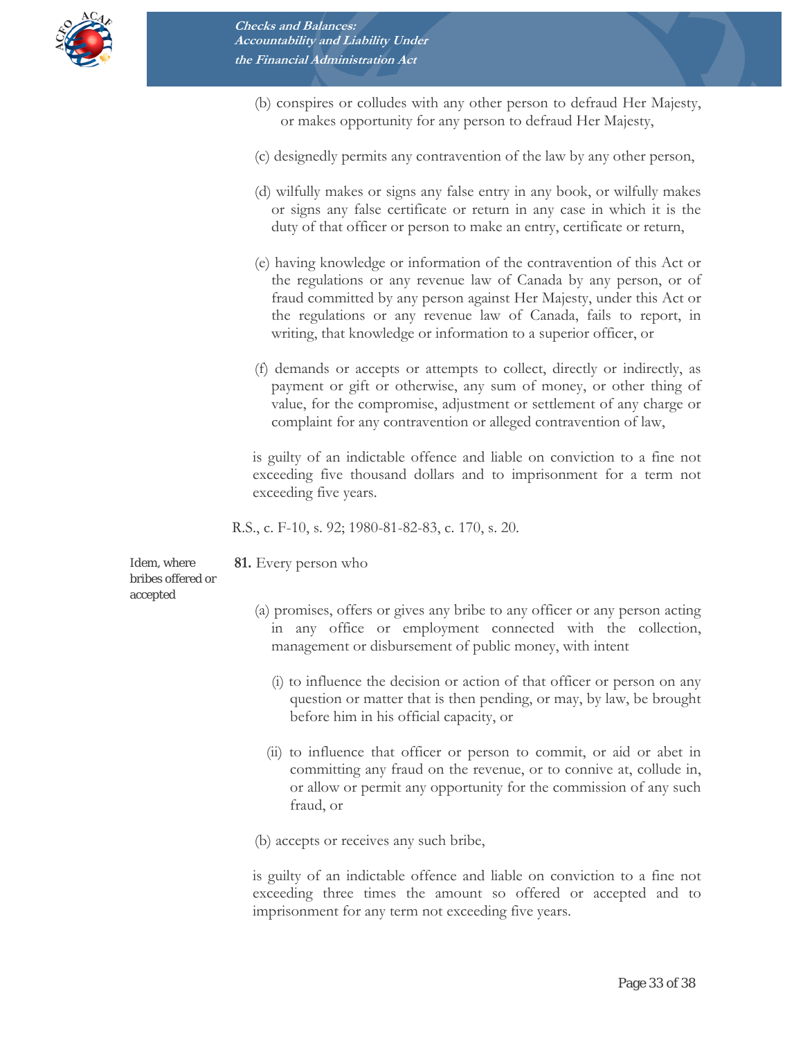(b) conspires or colludes with any other person to defraud Her Majesty, or makes opportunity for any person to defraud Her Majesty,

(c) designedly permits any contravention of the law by any other person,

(d) wilfully makes or signs any false entry in any book, or wilfully makes or signs any false certificate or return in any case in which it is the duty of that officer or person to make an entry, certificate or return,

(e) having knowledge or information of the contravention of this Act or the regulations or any revenue law of Canada by any person, or of fraud committed by any person against Her Majesty, under this Act or the regulations or any revenue law of Canada, fails to report, in writing, that knowledge or information to a superior officer, or

(f) demands or accepts or attempts to collect, directly or indirectly, as payment or gift or otherwise, any sum of money, or other thing of value, for the compromise, adjustment or settlement of any charge or complaint for any contravention or alleged contravention of law,

is guilty of an indictable offence and liable on conviction to a fine not exceeding five thousand dollars and to imprisonment for a term not exceeding five years.

R.S., c. F-10, s. 92; 1980-81-82-83, c. 170, s. 20.

*Idem, where bribes offered or accepted*

**81.** Every person who

(a) promises, offers or gives any bribe to any officer or any person acting in any office or employment connected with the collection, management or disbursement of public money, with intent

(i) to influence the decision or action of that officer or person on any question or matter that is then pending, or may, by law, be brought before him in his official capacity, or

(ii) to influence that officer or person to commit, or aid or abet in committing any fraud on the revenue, or to connive at, collude in, or allow or permit any opportunity for the commission of any such fraud, or

(b) accepts or receives any such bribe,

is guilty of an indictable offence and liable on conviction to a fine not exceeding three times the amount so offered or accepted and to imprisonment for any term not exceeding five years.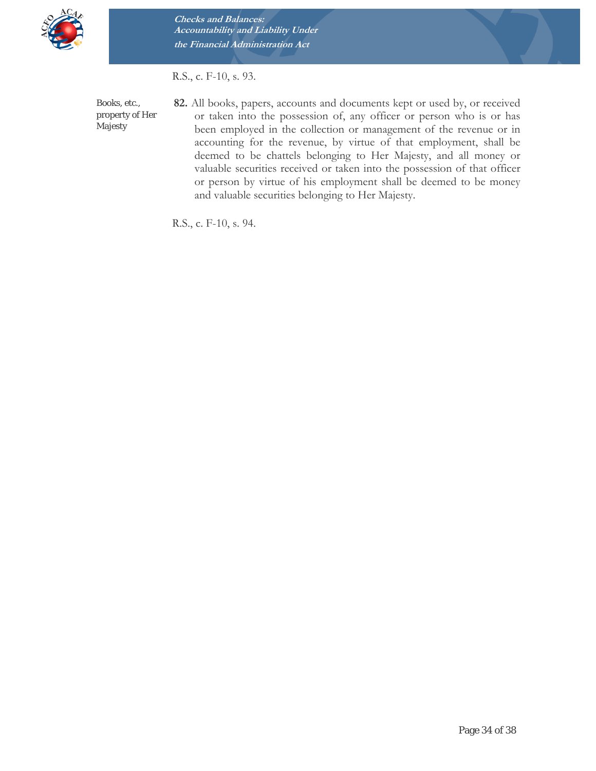R.S., c. F-10, s. 93.

Books, etc., property of Her Majesty

**82.** All books, papers, accounts and documents kept or used by, or received or taken into the possession of, any officer or person who is or has been employed in the collection or management of the revenue or in accounting for the revenue, by virtue of that employment, shall be deemed to be chattels belonging to Her Majesty, and all money or valuable securities received or taken into the possession of that officer or person by virtue of his employment shall be deemed to be money and valuable securities belonging to Her Majesty.

R.S., c. F-10, s. 94.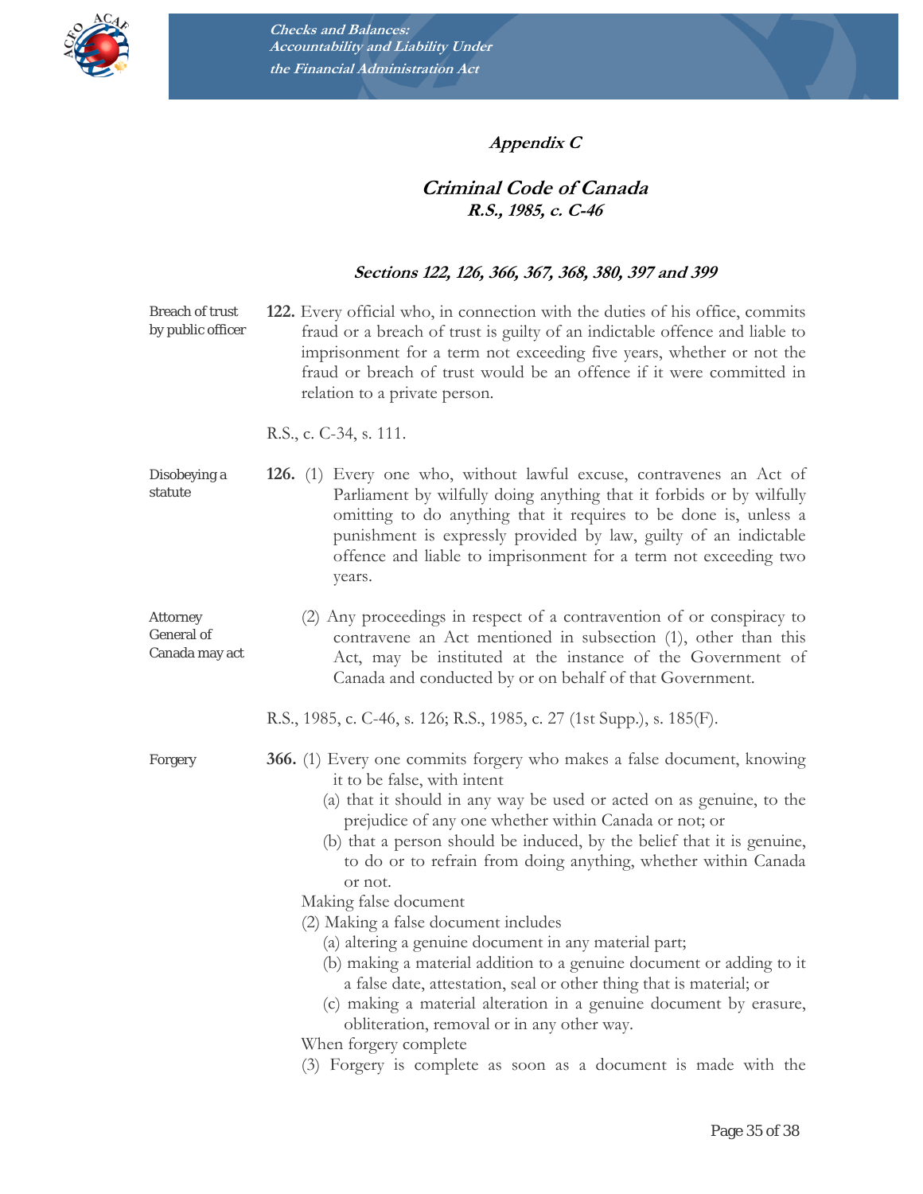## Appendix C

## Criminal Code of Canada

### R.S., 1985, c. C-46

### Sections 122, 126, 366, 367, 368, 380, 397 and 399

Breach of trust by public officer

**122.** Every official who, in connection with the duties of his office, commits fraud or a breach of trust is guilty of an indictable offence and liable to imprisonment for a term not exceeding five years, whether or not the fraud or breach of trust would be an offence if it were committed in relation to a private person.

R.S., c. C-34, s. 111.

Disobeying a statute

**126.** (1) Every one who, without lawful excuse, contravenes an Act of Parliament by wilfully doing anything that it forbids or by wilfully omitting to do anything that it requires to be done is, unless a punishment is expressly provided by law, guilty of an indictable offence and liable to imprisonment for a term not exceeding two years.

Attorney General of Canada may act

(2) Any proceedings in respect of a contravention of or conspiracy to contravene an Act mentioned in subsection (1), other than this Act, may be instituted at the instance of the Government of Canada and conducted by or on behalf of that Government.

R.S., 1985, c. C-46, s. 126; R.S., 1985, c. 27 (1st Supp.), s. 185(F).

Forgery

**366.** (1) Every one commits forgery who makes a false document, knowing it to be false, with intent

(a) that it should in any way be used or acted on as genuine, to the prejudice of any one whether within Canada or not; or

(b) that a person should be induced, by the belief that it is genuine, to do or to refrain from doing anything, whether within Canada or not.

Making false document

(2) Making a false document includes

(a) altering a genuine document in any material part;

(b) making a material addition to a genuine document or adding to it a false date, attestation, seal or other thing that is material; or

(c) making a material alteration in a genuine document by erasure, obliteration, removal or in any other way.

When forgery complete

(3) Forgery is complete as soon as a document is made with the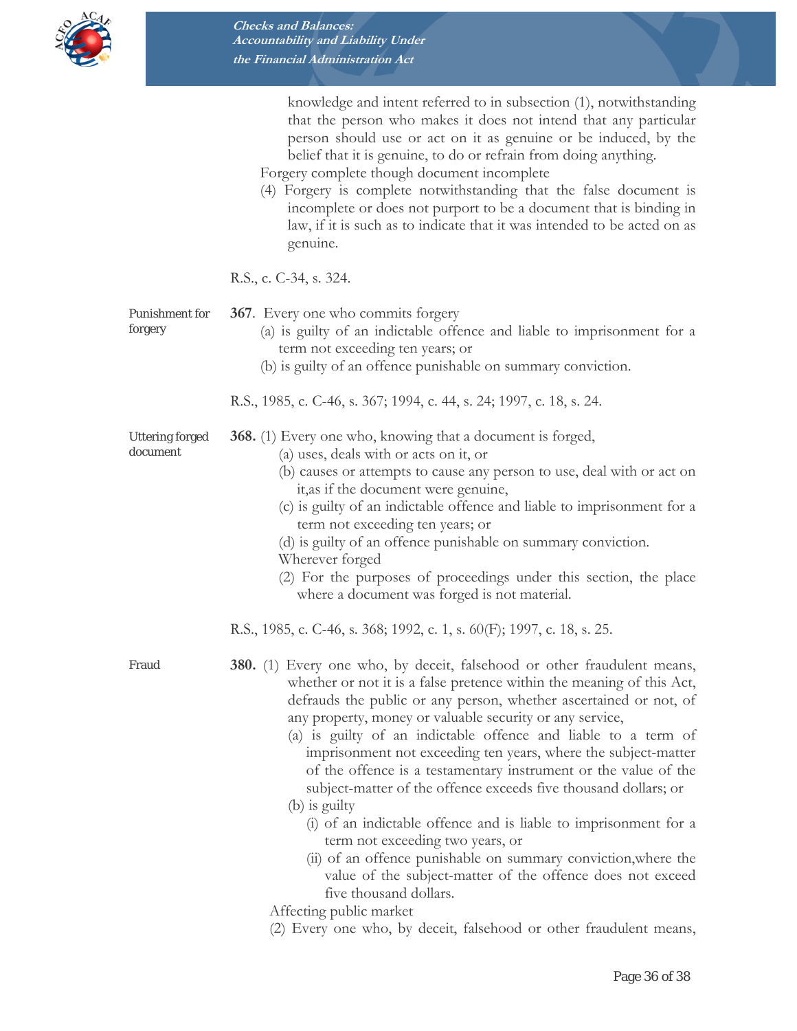knowledge and intent referred to in subsection (1), notwithstanding that the person who makes it does not intend that any particular person should use or act on it as genuine or be induced, by the belief that it is genuine, to do or refrain from doing anything.

Forgery complete though document incomplete

(4) Forgery is complete notwithstanding that the false document is incomplete or does not purport to be a document that is binding in law, if it is such as to indicate that it was intended to be acted on as genuine.

R.S., c. C-34, s. 324.

Punishment for forgery

**367**. Every one who commits forgery

(a) is guilty of an indictable offence and liable to imprisonment for a term not exceeding ten years; or

(b) is guilty of an offence punishable on summary conviction.

R.S., 1985, c. C-46, s. 367; 1994, c. 44, s. 24; 1997, c. 18, s. 24.

Uttering forged document

**368.** (1) Every one who, knowing that a document is forged,

(a) uses, deals with or acts on it, or

(b) causes or attempts to cause any person to use, deal with or act on it,as if the document were genuine,

(c) is guilty of an indictable offence and liable to imprisonment for a term not exceeding ten years; or

(d) is guilty of an offence punishable on summary conviction.

Wherever forged

(2) For the purposes of proceedings under this section, the place where a document was forged is not material.

R.S., 1985, c. C-46, s. 368; 1992, c. 1, s. 60(F); 1997, c. 18, s. 25.

Fraud

**380.** (1) Every one who, by deceit, falsehood or other fraudulent means, whether or not it is a false pretence within the meaning of this Act, defrauds the public or any person, whether ascertained or not, of any property, money or valuable security or any service,

(a) is guilty of an indictable offence and liable to a term of imprisonment not exceeding ten years, where the subject-matter of the offence is a testamentary instrument or the value of the subject-matter of the offence exceeds five thousand dollars; or

(b) is guilty

(i) of an indictable offence and is liable to imprisonment for a term not exceeding two years, or

(ii) of an offence punishable on summary conviction,where the value of the subject-matter of the offence does not exceed five thousand dollars.

Affecting public market

(2) Every one who, by deceit, falsehood or other fraudulent means,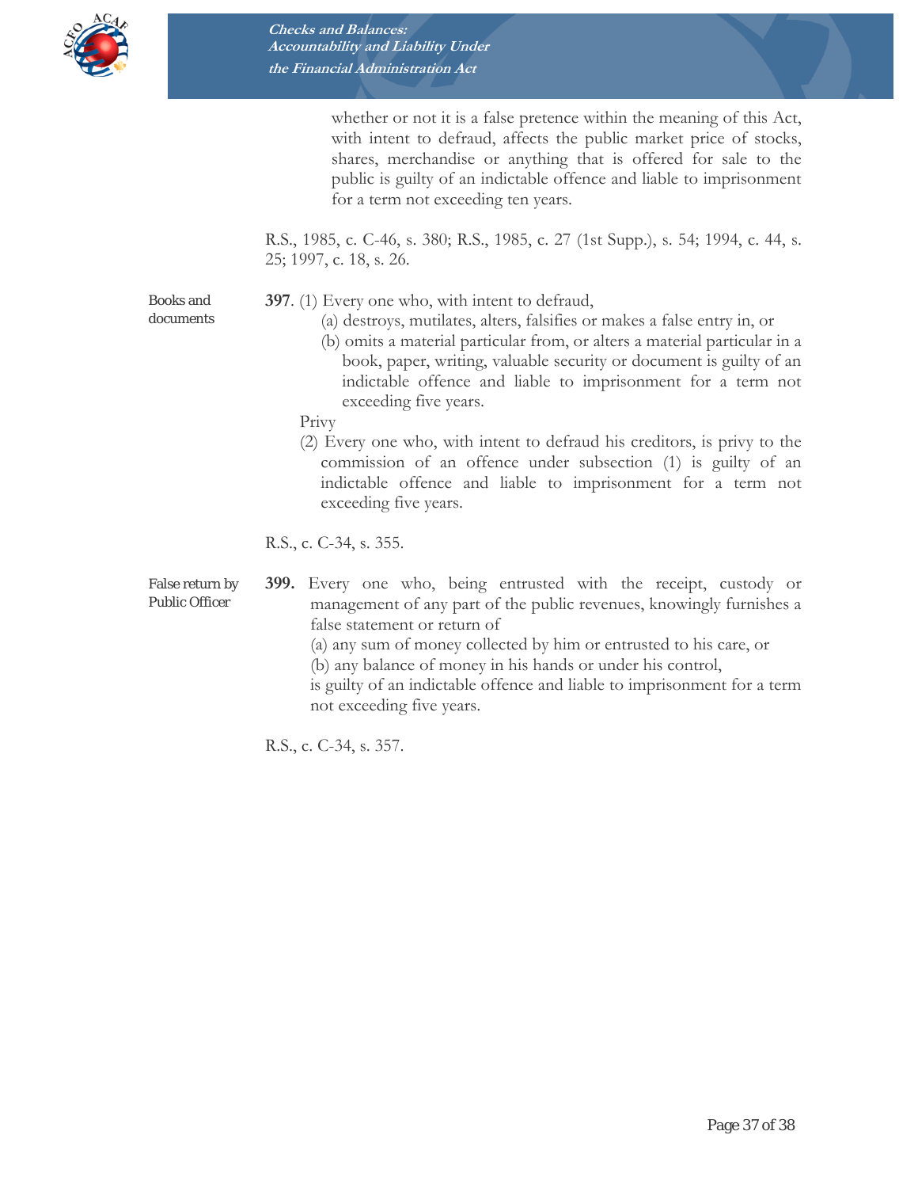whether or not it is a false pretence within the meaning of this Act, with intent to defraud, affects the public market price of stocks, shares, merchandise or anything that is offered for sale to the public is guilty of an indictable offence and liable to imprisonment for a term not exceeding ten years.

R.S., 1985, c. C-46, s. 380; R.S., 1985, c. 27 (1st Supp.), s. 54; 1994, c. 44, s. 25; 1997, c. 18, s. 26.

Books and documents

**397**. (1) Every one who, with intent to defraud,

(a) destroys, mutilates, alters, falsifies or makes a false entry in, or

(b) omits a material particular from, or alters a material particular in a book, paper, writing, valuable security or document is guilty of an indictable offence and liable to imprisonment for a term not exceeding five years.

Privy

(2) Every one who, with intent to defraud his creditors, is privy to the commission of an offence under subsection (1) is guilty of an indictable offence and liable to imprisonment for a term not exceeding five years.

R.S., c. C-34, s. 355.

False return by Public Officer

**399.** Every one who, being entrusted with the receipt, custody or management of any part of the public revenues, knowingly furnishes a false statement or return of

(a) any sum of money collected by him or entrusted to his care, or

(b) any balance of money in his hands or under his control,

is guilty of an indictable offence and liable to imprisonment for a term not exceeding five years.

R.S., c. C-34, s. 357.